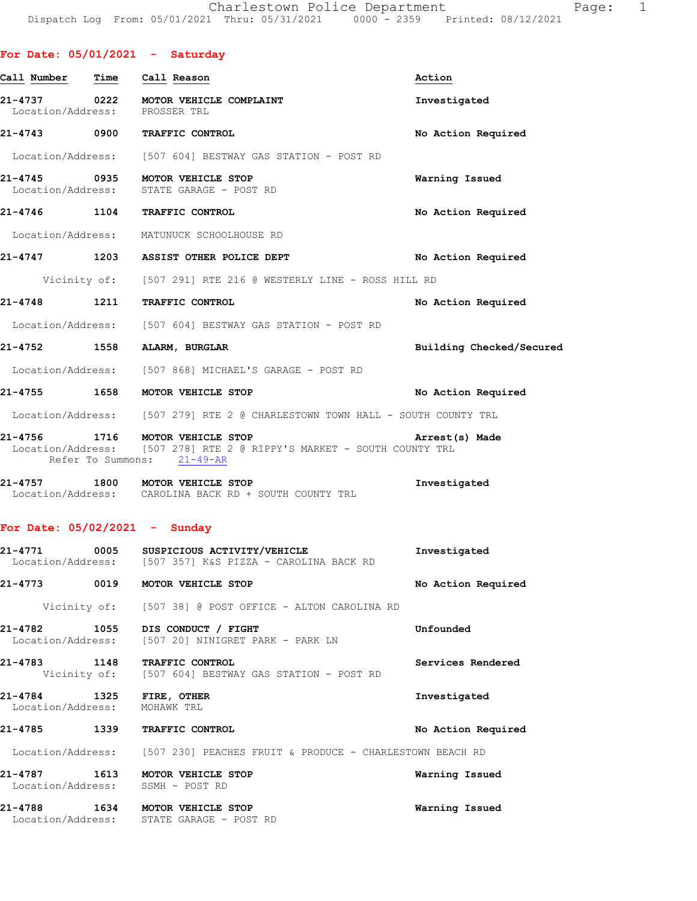**Charlestown Police Department**
Dispatch Log From: 05/01/2021 Thru: 05/31/2021 0000 - 2359 Printed: 08/12/2021

## For Date: 05/01/2021 - Saturday

| Call Number | Time | Call Reason | Action |
|---|---|---|---|
| 21-4737 | 0222 | MOTOR VEHICLE COMPLAINT | Investigated |
| | | Location/Address: PROSSER TRL | |
| 21-4743 | 0900 | TRAFFIC CONTROL | No Action Required |
| | | Location/Address: [507 604] BESTWAY GAS STATION - POST RD | |
| 21-4745 | 0935 | MOTOR VEHICLE STOP | Warning Issued |
| | | Location/Address: STATE GARAGE - POST RD | |
| 21-4746 | 1104 | TRAFFIC CONTROL | No Action Required |
| | | Location/Address: MATUNUCK SCHOOLHOUSE RD | |
| 21-4747 | 1203 | ASSIST OTHER POLICE DEPT | No Action Required |
| | | Vicinity of: [507 291] RTE 216 @ WESTERLY LINE - ROSS HILL RD | |
| 21-4748 | 1211 | TRAFFIC CONTROL | No Action Required |
| | | Location/Address: [507 604] BESTWAY GAS STATION - POST RD | |
| 21-4752 | 1558 | ALARM, BURGLAR | Building Checked/Secured |
| | | Location/Address: [507 868] MICHAEL'S GARAGE - POST RD | |
| 21-4755 | 1658 | MOTOR VEHICLE STOP | No Action Required |
| | | Location/Address: [507 279] RTE 2 @ CHARLESTOWN TOWN HALL - SOUTH COUNTY TRL | |
| 21-4756 | 1716 | MOTOR VEHICLE STOP | Arrest(s) Made |
| | | Location/Address: [507 278] RTE 2 @ RIPPY'S MARKET - SOUTH COUNTY TRL | |
| | | Refer To Summons: 21-49-AR | |
| 21-4757 | 1800 | MOTOR VEHICLE STOP | Investigated |
| | | Location/Address: CAROLINA BACK RD + SOUTH COUNTY TRL | |

## For Date: 05/02/2021 - Sunday

| Call Number | Time | Call Reason | Action |
|---|---|---|---|
| 21-4771 | 0005 | SUSPICIOUS ACTIVITY/VEHICLE | Investigated |
| | | Location/Address: [507 357] K&S PIZZA - CAROLINA BACK RD | |
| 21-4773 | 0019 | MOTOR VEHICLE STOP | No Action Required |
| | | Vicinity of: [507 38] @ POST OFFICE - ALTON CAROLINA RD | |
| 21-4782 | 1055 | DIS CONDUCT / FIGHT | Unfounded |
| | | Location/Address: [507 20] NINIGRET PARK - PARK LN | |
| 21-4783 | 1148 | TRAFFIC CONTROL | Services Rendered |
| | | Vicinity of: [507 604] BESTWAY GAS STATION - POST RD | |
| 21-4784 | 1325 | FIRE, OTHER | Investigated |
| | | Location/Address: MOHAWK TRL | |
| 21-4785 | 1339 | TRAFFIC CONTROL | No Action Required |
| | | Location/Address: [507 230] PEACHES FRUIT & PRODUCE - CHARLESTOWN BEACH RD | |
| 21-4787 | 1613 | MOTOR VEHICLE STOP | Warning Issued |
| | | Location/Address: SSMH - POST RD | |
| 21-4788 | 1634 | MOTOR VEHICLE STOP | Warning Issued |
| | | Location/Address: STATE GARAGE - POST RD | |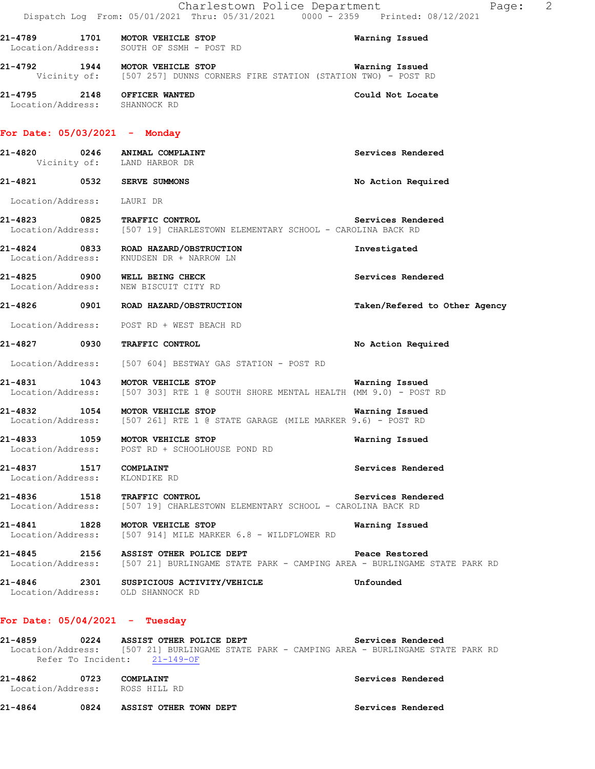21-4789 1701 **MOTOR VEHICLE STOP** Warning Issued
Location/Address: SOUTH OF SSMH - POST RD

21-4792 1944 **MOTOR VEHICLE STOP** Warning Issued
Vicinity of: [507 257] DUNNS CORNERS FIRE STATION (STATION TWO) - POST RD

21-4795 2148 **OFFICER WANTED** Could Not Locate
Location/Address: SHANNOCK RD

## For Date: 05/03/2021 - Monday

21-4820 0246 **ANIMAL COMPLAINT** Services Rendered
Vicinity of: LAND HARBOR DR

21-4821 0532 **SERVE SUMMONS** No Action Required
Location/Address: LAURI DR

21-4823 0825 **TRAFFIC CONTROL** Services Rendered
Location/Address: [507 19] CHARLESTOWN ELEMENTARY SCHOOL - CAROLINA BACK RD

21-4824 0833 **ROAD HAZARD/OBSTRUCTION** Investigated
Location/Address: KNUDSEN DR + NARROW LN

21-4825 0900 **WELL BEING CHECK** Services Rendered
Location/Address: NEW BISCUIT CITY RD

21-4826 0901 **ROAD HAZARD/OBSTRUCTION** Taken/Refered to Other Agency
Location/Address: POST RD + WEST BEACH RD

21-4827 0930 **TRAFFIC CONTROL** No Action Required
Location/Address: [507 604] BESTWAY GAS STATION - POST RD

21-4831 1043 **MOTOR VEHICLE STOP** Warning Issued
Location/Address: [507 303] RTE 1 @ SOUTH SHORE MENTAL HEALTH (MM 9.0) - POST RD

21-4832 1054 **MOTOR VEHICLE STOP** Warning Issued
Location/Address: [507 261] RTE 1 @ STATE GARAGE (MILE MARKER 9.6) - POST RD

21-4833 1059 **MOTOR VEHICLE STOP** Warning Issued
Location/Address: POST RD + SCHOOLHOUSE POND RD

21-4837 1517 **COMPLAINT** Services Rendered
Location/Address: KLONDIKE RD

21-4836 1518 **TRAFFIC CONTROL** Services Rendered
Location/Address: [507 19] CHARLESTOWN ELEMENTARY SCHOOL - CAROLINA BACK RD

21-4841 1828 **MOTOR VEHICLE STOP** Warning Issued
Location/Address: [507 914] MILE MARKER 6.8 - WILDFLOWER RD

21-4845 2156 **ASSIST OTHER POLICE DEPT** Peace Restored
Location/Address: [507 21] BURLINGAME STATE PARK - CAMPING AREA - BURLINGAME STATE PARK RD

21-4846 2301 **SUSPICIOUS ACTIVITY/VEHICLE** Unfounded
Location/Address: OLD SHANNOCK RD

## For Date: 05/04/2021 - Tuesday

21-4859 0224 **ASSIST OTHER POLICE DEPT** Services Rendered
Location/Address: [507 21] BURLINGAME STATE PARK - CAMPING AREA - BURLINGAME STATE PARK RD
Refer To Incident: 21-149-OF

21-4862 0723 **COMPLAINT** Services Rendered
Location/Address: ROSS HILL RD

21-4864 0824 **ASSIST OTHER TOWN DEPT** Services Rendered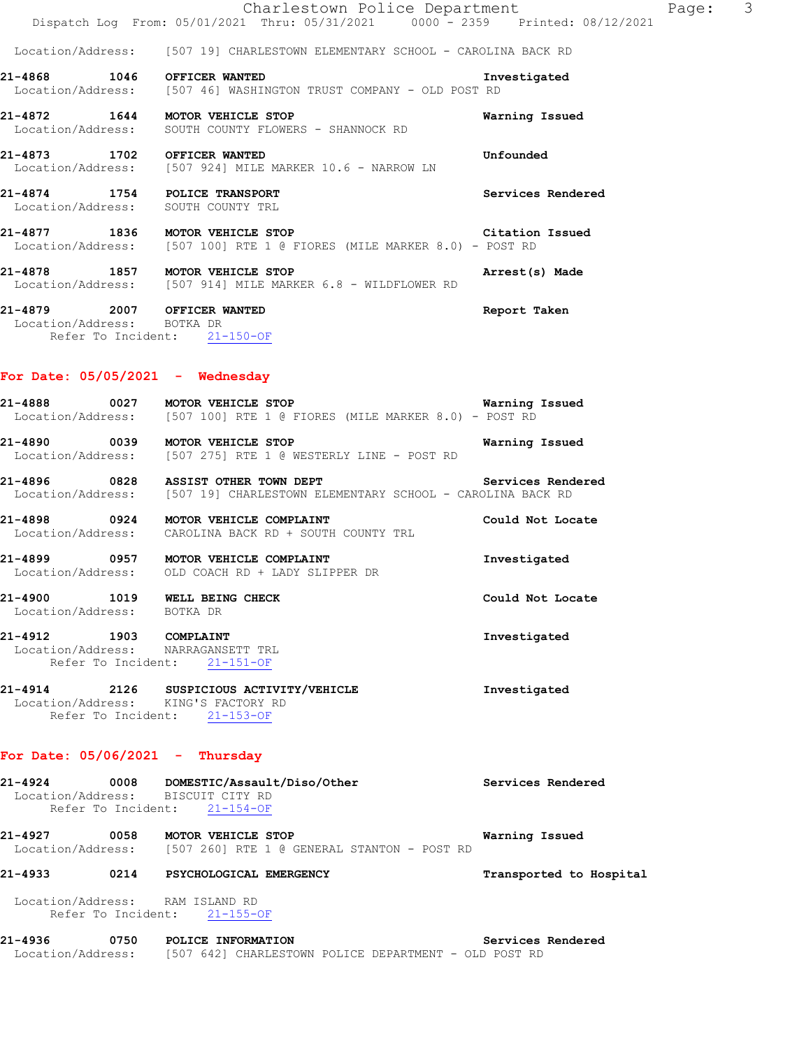Location/Address: [507 19] CHARLESTOWN ELEMENTARY SCHOOL - CAROLINA BACK RD

**21-4868 1046 OFFICER WANTED** — Investigated
Location/Address: [507 46] WASHINGTON TRUST COMPANY - OLD POST RD

**21-4872 1644 MOTOR VEHICLE STOP** — Warning Issued
Location/Address: SOUTH COUNTY FLOWERS - SHANNOCK RD

**21-4873 1702 OFFICER WANTED** — Unfounded
Location/Address: [507 924] MILE MARKER 10.6 - NARROW LN

**21-4874 1754 POLICE TRANSPORT** — Services Rendered
Location/Address: SOUTH COUNTY TRL

**21-4877 1836 MOTOR VEHICLE STOP** — Citation Issued
Location/Address: [507 100] RTE 1 @ FIORES (MILE MARKER 8.0) - POST RD

**21-4878 1857 MOTOR VEHICLE STOP** — Arrest(s) Made
Location/Address: [507 914] MILE MARKER 6.8 - WILDFLOWER RD

**21-4879 2007 OFFICER WANTED** — Report Taken
Location/Address: BOTKA DR
Refer To Incident: 21-150-OF

## For Date: 05/05/2021 - Wednesday

**21-4888 0027 MOTOR VEHICLE STOP** — Warning Issued
Location/Address: [507 100] RTE 1 @ FIORES (MILE MARKER 8.0) - POST RD

**21-4890 0039 MOTOR VEHICLE STOP** — Warning Issued
Location/Address: [507 275] RTE 1 @ WESTERLY LINE - POST RD

**21-4896 0828 ASSIST OTHER TOWN DEPT** — Services Rendered
Location/Address: [507 19] CHARLESTOWN ELEMENTARY SCHOOL - CAROLINA BACK RD

**21-4898 0924 MOTOR VEHICLE COMPLAINT** — Could Not Locate
Location/Address: CAROLINA BACK RD + SOUTH COUNTY TRL

**21-4899 0957 MOTOR VEHICLE COMPLAINT** — Investigated
Location/Address: OLD COACH RD + LADY SLIPPER DR

**21-4900 1019 WELL BEING CHECK** — Could Not Locate
Location/Address: BOTKA DR

**21-4912 1903 COMPLAINT** — Investigated
Location/Address: NARRAGANSETT TRL
Refer To Incident: 21-151-OF

**21-4914 2126 SUSPICIOUS ACTIVITY/VEHICLE** — Investigated
Location/Address: KING'S FACTORY RD
Refer To Incident: 21-153-OF

## For Date: 05/06/2021 - Thursday

**21-4924 0008 DOMESTIC/Assault/Diso/Other** — Services Rendered
Location/Address: BISCUIT CITY RD
Refer To Incident: 21-154-OF

**21-4927 0058 MOTOR VEHICLE STOP** — Warning Issued
Location/Address: [507 260] RTE 1 @ GENERAL STANTON - POST RD

**21-4933 0214 PSYCHOLOGICAL EMERGENCY** — Transported to Hospital
Location/Address: RAM ISLAND RD
Refer To Incident: 21-155-OF

**21-4936 0750 POLICE INFORMATION** — Services Rendered
Location/Address: [507 642] CHARLESTOWN POLICE DEPARTMENT - OLD POST RD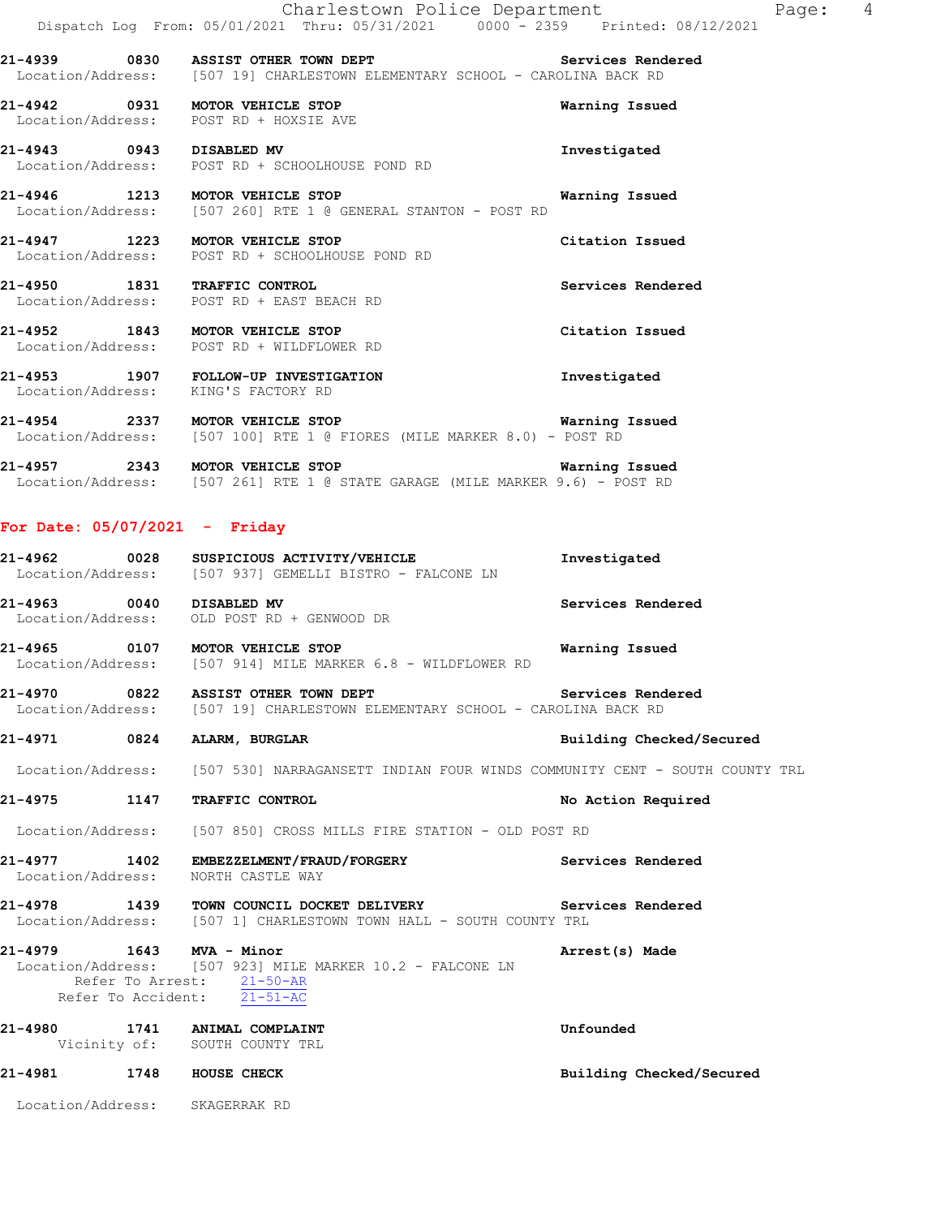21-4939 0830 **ASSIST OTHER TOWN DEPT** Services Rendered
Location/Address: [507 19] CHARLESTOWN ELEMENTARY SCHOOL - CAROLINA BACK RD

21-4942 0931 **MOTOR VEHICLE STOP** Warning Issued
Location/Address: POST RD + HOXSIE AVE

21-4943 0943 **DISABLED MV** Investigated
Location/Address: POST RD + SCHOOLHOUSE POND RD

21-4946 1213 **MOTOR VEHICLE STOP** Warning Issued
Location/Address: [507 260] RTE 1 @ GENERAL STANTON - POST RD

21-4947 1223 **MOTOR VEHICLE STOP** Citation Issued
Location/Address: POST RD + SCHOOLHOUSE POND RD

21-4950 1831 **TRAFFIC CONTROL** Services Rendered
Location/Address: POST RD + EAST BEACH RD

21-4952 1843 **MOTOR VEHICLE STOP** Citation Issued
Location/Address: POST RD + WILDFLOWER RD

21-4953 1907 **FOLLOW-UP INVESTIGATION** Investigated
Location/Address: KING'S FACTORY RD

21-4954 2337 **MOTOR VEHICLE STOP** Warning Issued
Location/Address: [507 100] RTE 1 @ FIORES (MILE MARKER 8.0) - POST RD

21-4957 2343 **MOTOR VEHICLE STOP** Warning Issued
Location/Address: [507 261] RTE 1 @ STATE GARAGE (MILE MARKER 9.6) - POST RD

## For Date: 05/07/2021 - Friday

21-4962 0028 **SUSPICIOUS ACTIVITY/VEHICLE** Investigated
Location/Address: [507 937] GEMELLI BISTRO - FALCONE LN

21-4963 0040 **DISABLED MV** Services Rendered
Location/Address: OLD POST RD + GENWOOD DR

21-4965 0107 **MOTOR VEHICLE STOP** Warning Issued
Location/Address: [507 914] MILE MARKER 6.8 - WILDFLOWER RD

21-4970 0822 **ASSIST OTHER TOWN DEPT** Services Rendered
Location/Address: [507 19] CHARLESTOWN ELEMENTARY SCHOOL - CAROLINA BACK RD

21-4971 0824 **ALARM, BURGLAR** Building Checked/Secured
Location/Address: [507 530] NARRAGANSETT INDIAN FOUR WINDS COMMUNITY CENT - SOUTH COUNTY TRL

21-4975 1147 **TRAFFIC CONTROL** No Action Required
Location/Address: [507 850] CROSS MILLS FIRE STATION - OLD POST RD

21-4977 1402 **EMBEZZELMENT/FRAUD/FORGERY** Services Rendered
Location/Address: NORTH CASTLE WAY

21-4978 1439 **TOWN COUNCIL DOCKET DELIVERY** Services Rendered
Location/Address: [507 1] CHARLESTOWN TOWN HALL - SOUTH COUNTY TRL

21-4979 1643 **MVA - Minor** Arrest(s) Made
Location/Address: [507 923] MILE MARKER 10.2 - FALCONE LN
Refer To Arrest: 21-50-AR
Refer To Accident: 21-51-AC

21-4980 1741 **ANIMAL COMPLAINT** Unfounded
Vicinity of: SOUTH COUNTY TRL

21-4981 1748 **HOUSE CHECK** Building Checked/Secured
Location/Address: SKAGERRAK RD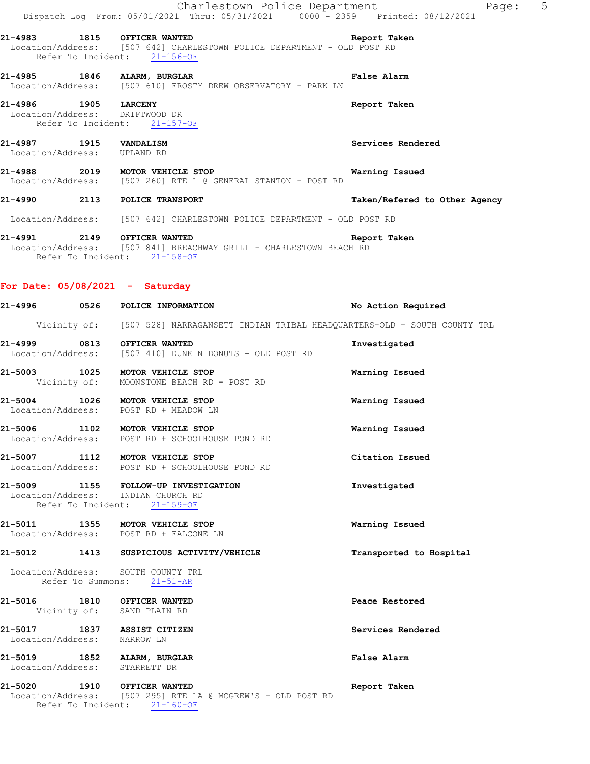21-4983 1815 **OFFICER WANTED** Report Taken
Location/Address: [507 642] CHARLESTOWN POLICE DEPARTMENT - OLD POST RD
Refer To Incident: 21-156-OF

21-4985 1846 **ALARM, BURGLAR** False Alarm
Location/Address: [507 610] FROSTY DREW OBSERVATORY - PARK LN

21-4986 1905 **LARCENY** Report Taken
Location/Address: DRIFTWOOD DR
Refer To Incident: 21-157-OF

21-4987 1915 **VANDALISM** Services Rendered
Location/Address: UPLAND RD

21-4988 2019 **MOTOR VEHICLE STOP** Warning Issued
Location/Address: [507 260] RTE 1 @ GENERAL STANTON - POST RD

21-4990 2113 **POLICE TRANSPORT** Taken/Refered to Other Agency
Location/Address: [507 642] CHARLESTOWN POLICE DEPARTMENT - OLD POST RD

21-4991 2149 **OFFICER WANTED** Report Taken
Location/Address: [507 841] BREACHWAY GRILL - CHARLESTOWN BEACH RD
Refer To Incident: 21-158-OF

## For Date: 05/08/2021 - Saturday

21-4996 0526 **POLICE INFORMATION** No Action Required
Vicinity of: [507 528] NARRAGANSETT INDIAN TRIBAL HEADQUARTERS-OLD - SOUTH COUNTY TRL

21-4999 0813 **OFFICER WANTED** Investigated
Location/Address: [507 410] DUNKIN DONUTS - OLD POST RD

21-5003 1025 **MOTOR VEHICLE STOP** Warning Issued
Vicinity of: MOONSTONE BEACH RD - POST RD

21-5004 1026 **MOTOR VEHICLE STOP** Warning Issued
Location/Address: POST RD + MEADOW LN

21-5006 1102 **MOTOR VEHICLE STOP** Warning Issued
Location/Address: POST RD + SCHOOLHOUSE POND RD

21-5007 1112 **MOTOR VEHICLE STOP** Citation Issued
Location/Address: POST RD + SCHOOLHOUSE POND RD

21-5009 1155 **FOLLOW-UP INVESTIGATION** Investigated
Location/Address: INDIAN CHURCH RD
Refer To Incident: 21-159-OF

21-5011 1355 **MOTOR VEHICLE STOP** Warning Issued
Location/Address: POST RD + FALCONE LN

21-5012 1413 **SUSPICIOUS ACTIVITY/VEHICLE** Transported to Hospital
Location/Address: SOUTH COUNTY TRL
Refer To Summons: 21-51-AR

21-5016 1810 **OFFICER WANTED** Peace Restored
Vicinity of: SAND PLAIN RD

21-5017 1837 **ASSIST CITIZEN** Services Rendered
Location/Address: NARROW LN

21-5019 1852 **ALARM, BURGLAR** False Alarm
Location/Address: STARRETT DR

21-5020 1910 **OFFICER WANTED** Report Taken
Location/Address: [507 295] RTE 1A @ MCGREW'S - OLD POST RD
Refer To Incident: 21-160-OF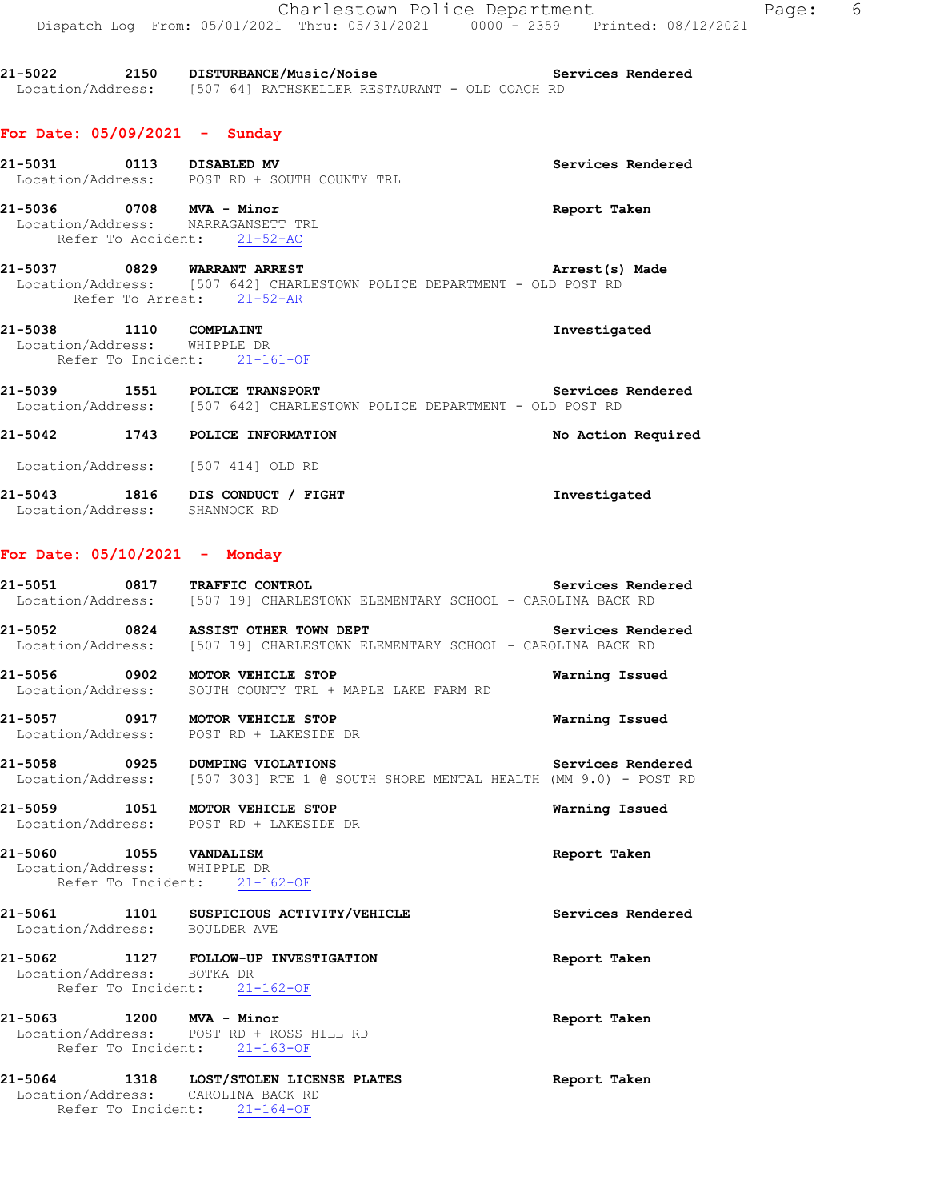21-5022 2150 **DISTURBANCE/Music/Noise** **Services Rendered**
Location/Address: [507 64] RATHSKELLER RESTAURANT - OLD COACH RD

## For Date: 05/09/2021 - Sunday

21-5031 0113 **DISABLED MV** **Services Rendered**
Location/Address: POST RD + SOUTH COUNTY TRL

21-5036 0708 **MVA - Minor** **Report Taken**
Location/Address: NARRAGANSETT TRL
Refer To Accident: 21-52-AC

21-5037 0829 **WARRANT ARREST** **Arrest(s) Made**
Location/Address: [507 642] CHARLESTOWN POLICE DEPARTMENT - OLD POST RD
Refer To Arrest: 21-52-AR

21-5038 1110 **COMPLAINT** **Investigated**
Location/Address: WHIPPLE DR
Refer To Incident: 21-161-OF

21-5039 1551 **POLICE TRANSPORT** **Services Rendered**
Location/Address: [507 642] CHARLESTOWN POLICE DEPARTMENT - OLD POST RD

21-5042 1743 **POLICE INFORMATION** **No Action Required**
Location/Address: [507 414] OLD RD

21-5043 1816 **DIS CONDUCT / FIGHT** **Investigated**
Location/Address: SHANNOCK RD

## For Date: 05/10/2021 - Monday

21-5051 0817 **TRAFFIC CONTROL** **Services Rendered**
Location/Address: [507 19] CHARLESTOWN ELEMENTARY SCHOOL - CAROLINA BACK RD

21-5052 0824 **ASSIST OTHER TOWN DEPT** **Services Rendered**
Location/Address: [507 19] CHARLESTOWN ELEMENTARY SCHOOL - CAROLINA BACK RD

21-5056 0902 **MOTOR VEHICLE STOP** **Warning Issued**
Location/Address: SOUTH COUNTY TRL + MAPLE LAKE FARM RD

21-5057 0917 **MOTOR VEHICLE STOP** **Warning Issued**
Location/Address: POST RD + LAKESIDE DR

21-5058 0925 **DUMPING VIOLATIONS** **Services Rendered**
Location/Address: [507 303] RTE 1 @ SOUTH SHORE MENTAL HEALTH (MM 9.0) - POST RD

21-5059 1051 **MOTOR VEHICLE STOP** **Warning Issued**
Location/Address: POST RD + LAKESIDE DR

21-5060 1055 **VANDALISM** **Report Taken**
Location/Address: WHIPPLE DR
Refer To Incident: 21-162-OF

21-5061 1101 **SUSPICIOUS ACTIVITY/VEHICLE** **Services Rendered**
Location/Address: BOULDER AVE

21-5062 1127 **FOLLOW-UP INVESTIGATION** **Report Taken**
Location/Address: BOTKA DR
Refer To Incident: 21-162-OF

21-5063 1200 **MVA - Minor** **Report Taken**
Location/Address: POST RD + ROSS HILL RD
Refer To Incident: 21-163-OF

21-5064 1318 **LOST/STOLEN LICENSE PLATES** **Report Taken**
Location/Address: CAROLINA BACK RD
Refer To Incident: 21-164-OF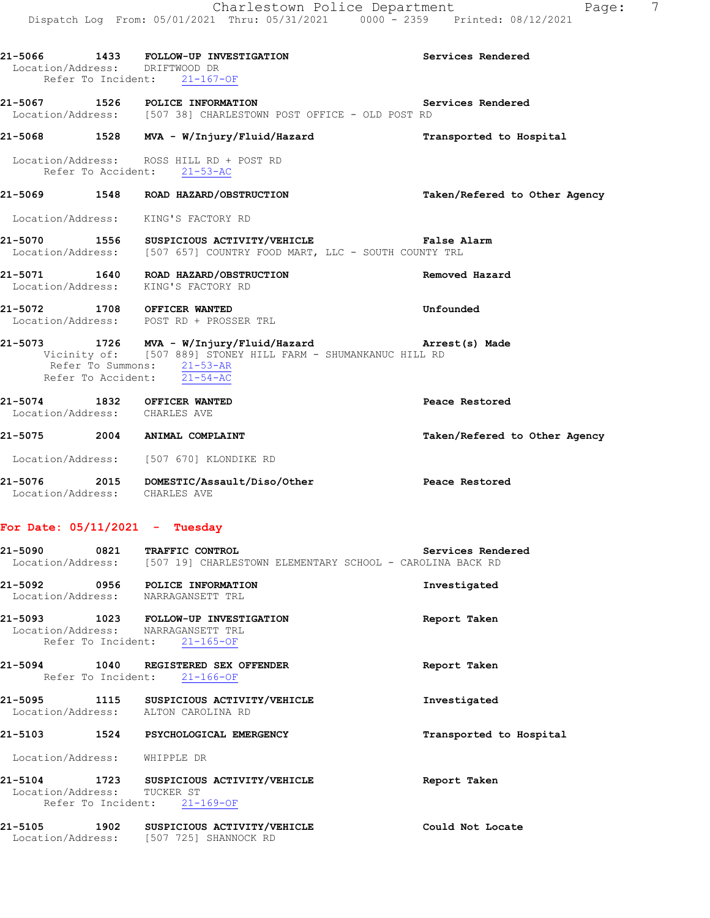**21-5066** 1433 **FOLLOW-UP INVESTIGATION** — Services Rendered
Location/Address: DRIFTWOOD DR
Refer To Incident: 21-167-OF

**21-5067** 1526 **POLICE INFORMATION** — Services Rendered
Location/Address: [507 38] CHARLESTOWN POST OFFICE - OLD POST RD

**21-5068** 1528 **MVA - W/Injury/Fluid/Hazard** — Transported to Hospital
Location/Address: ROSS HILL RD + POST RD
Refer To Accident: 21-53-AC

**21-5069** 1548 **ROAD HAZARD/OBSTRUCTION** — Taken/Refered to Other Agency
Location/Address: KING'S FACTORY RD

**21-5070** 1556 **SUSPICIOUS ACTIVITY/VEHICLE** — False Alarm
Location/Address: [507 657] COUNTRY FOOD MART, LLC - SOUTH COUNTY TRL

**21-5071** 1640 **ROAD HAZARD/OBSTRUCTION** — Removed Hazard
Location/Address: KING'S FACTORY RD

**21-5072** 1708 **OFFICER WANTED** — Unfounded
Location/Address: POST RD + PROSSER TRL

**21-5073** 1726 **MVA - W/Injury/Fluid/Hazard** — Arrest(s) Made
Vicinity of: [507 889] STONEY HILL FARM - SHUMANKANUC HILL RD
Refer To Summons: 21-53-AR
Refer To Accident: 21-54-AC

**21-5074** 1832 **OFFICER WANTED** — Peace Restored
Location/Address: CHARLES AVE

**21-5075** 2004 **ANIMAL COMPLAINT** — Taken/Refered to Other Agency
Location/Address: [507 670] KLONDIKE RD

**21-5076** 2015 **DOMESTIC/Assault/Diso/Other** — Peace Restored
Location/Address: CHARLES AVE

## For Date: 05/11/2021 - Tuesday

**21-5090** 0821 **TRAFFIC CONTROL** — Services Rendered
Location/Address: [507 19] CHARLESTOWN ELEMENTARY SCHOOL - CAROLINA BACK RD

**21-5092** 0956 **POLICE INFORMATION** — Investigated
Location/Address: NARRAGANSETT TRL

**21-5093** 1023 **FOLLOW-UP INVESTIGATION** — Report Taken
Location/Address: NARRAGANSETT TRL
Refer To Incident: 21-165-OF

**21-5094** 1040 **REGISTERED SEX OFFENDER** — Report Taken
Refer To Incident: 21-166-OF

**21-5095** 1115 **SUSPICIOUS ACTIVITY/VEHICLE** — Investigated
Location/Address: ALTON CAROLINA RD

**21-5103** 1524 **PSYCHOLOGICAL EMERGENCY** — Transported to Hospital
Location/Address: WHIPPLE DR

**21-5104** 1723 **SUSPICIOUS ACTIVITY/VEHICLE** — Report Taken
Location/Address: TUCKER ST
Refer To Incident: 21-169-OF

**21-5105** 1902 **SUSPICIOUS ACTIVITY/VEHICLE** — Could Not Locate
Location/Address: [507 725] SHANNOCK RD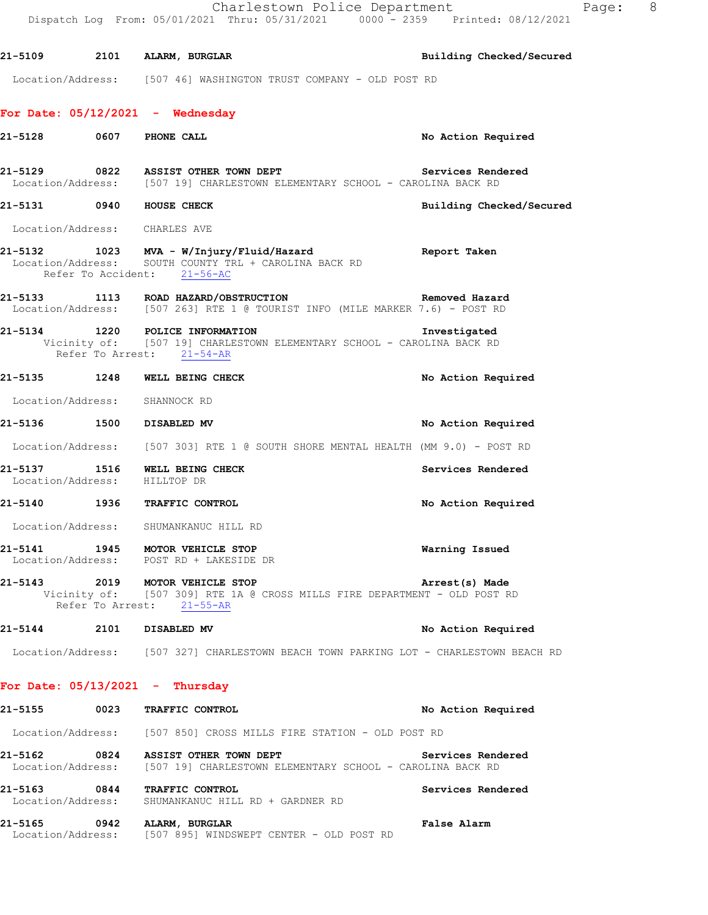21-5109 2101 **ALARM, BURGLAR** **Building Checked/Secured**
Location/Address: [507 46] WASHINGTON TRUST COMPANY - OLD POST RD

## For Date: 05/12/2021 - Wednesday

21-5128 0607 **PHONE CALL** **No Action Required**

21-5129 0822 **ASSIST OTHER TOWN DEPT** **Services Rendered**
Location/Address: [507 19] CHARLESTOWN ELEMENTARY SCHOOL - CAROLINA BACK RD

21-5131 0940 **HOUSE CHECK** **Building Checked/Secured**
Location/Address: CHARLES AVE

21-5132 1023 **MVA - W/Injury/Fluid/Hazard** **Report Taken**
Location/Address: SOUTH COUNTY TRL + CAROLINA BACK RD
Refer To Accident: 21-56-AC

21-5133 1113 **ROAD HAZARD/OBSTRUCTION** **Removed Hazard**
Location/Address: [507 263] RTE 1 @ TOURIST INFO (MILE MARKER 7.6) - POST RD

21-5134 1220 **POLICE INFORMATION** **Investigated**
Vicinity of: [507 19] CHARLESTOWN ELEMENTARY SCHOOL - CAROLINA BACK RD
Refer To Arrest: 21-54-AR

21-5135 1248 **WELL BEING CHECK** **No Action Required**
Location/Address: SHANNOCK RD

21-5136 1500 **DISABLED MV** **No Action Required**
Location/Address: [507 303] RTE 1 @ SOUTH SHORE MENTAL HEALTH (MM 9.0) - POST RD

21-5137 1516 **WELL BEING CHECK** **Services Rendered**
Location/Address: HILLTOP DR

21-5140 1936 **TRAFFIC CONTROL** **No Action Required**
Location/Address: SHUMANKANUC HILL RD

21-5141 1945 **MOTOR VEHICLE STOP** **Warning Issued**
Location/Address: POST RD + LAKESIDE DR

21-5143 2019 **MOTOR VEHICLE STOP** **Arrest(s) Made**
Vicinity of: [507 309] RTE 1A @ CROSS MILLS FIRE DEPARTMENT - OLD POST RD
Refer To Arrest: 21-55-AR

21-5144 2101 **DISABLED MV** **No Action Required**
Location/Address: [507 327] CHARLESTOWN BEACH TOWN PARKING LOT - CHARLESTOWN BEACH RD

## For Date: 05/13/2021 - Thursday

21-5155 0023 **TRAFFIC CONTROL** **No Action Required**
Location/Address: [507 850] CROSS MILLS FIRE STATION - OLD POST RD

21-5162 0824 **ASSIST OTHER TOWN DEPT** **Services Rendered**
Location/Address: [507 19] CHARLESTOWN ELEMENTARY SCHOOL - CAROLINA BACK RD

21-5163 0844 **TRAFFIC CONTROL** **Services Rendered**
Location/Address: SHUMANKANUC HILL RD + GARDNER RD

21-5165 0942 **ALARM, BURGLAR** **False Alarm**
Location/Address: [507 895] WINDSWEPT CENTER - OLD POST RD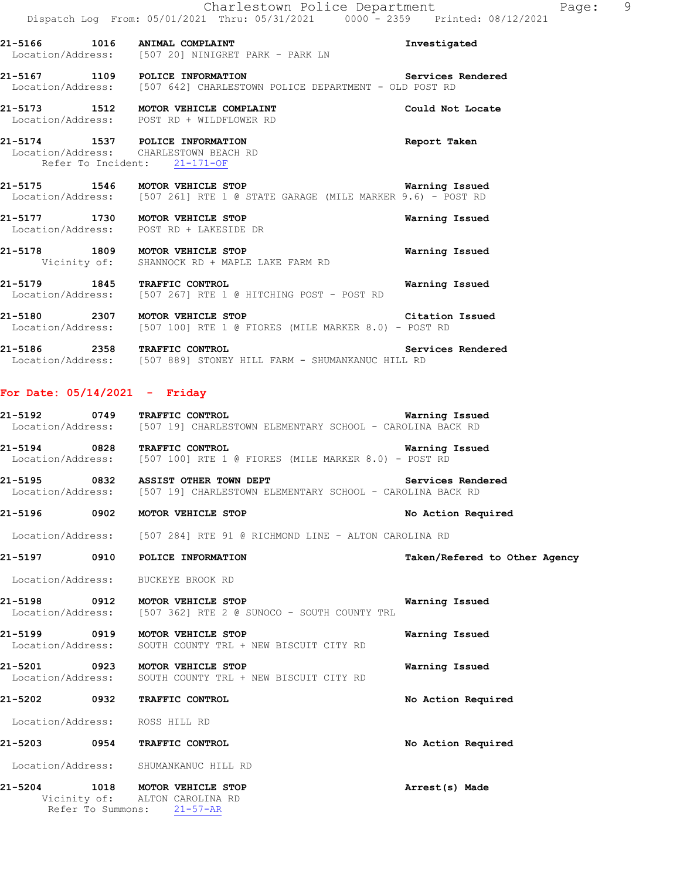21-5166 1016 ANIMAL COMPLAINT Investigated
Location/Address: [507 20] NINIGRET PARK - PARK LN

21-5167 1109 POLICE INFORMATION Services Rendered
Location/Address: [507 642] CHARLESTOWN POLICE DEPARTMENT - OLD POST RD

21-5173 1512 MOTOR VEHICLE COMPLAINT Could Not Locate
Location/Address: POST RD + WILDFLOWER RD

21-5174 1537 POLICE INFORMATION Report Taken
Location/Address: CHARLESTOWN BEACH RD
Refer To Incident: 21-171-OF

21-5175 1546 MOTOR VEHICLE STOP Warning Issued
Location/Address: [507 261] RTE 1 @ STATE GARAGE (MILE MARKER 9.6) - POST RD

21-5177 1730 MOTOR VEHICLE STOP Warning Issued
Location/Address: POST RD + LAKESIDE DR

21-5178 1809 MOTOR VEHICLE STOP Warning Issued
Vicinity of: SHANNOCK RD + MAPLE LAKE FARM RD

21-5179 1845 TRAFFIC CONTROL Warning Issued
Location/Address: [507 267] RTE 1 @ HITCHING POST - POST RD

21-5180 2307 MOTOR VEHICLE STOP Citation Issued
Location/Address: [507 100] RTE 1 @ FIORES (MILE MARKER 8.0) - POST RD

21-5186 2358 TRAFFIC CONTROL Services Rendered
Location/Address: [507 889] STONEY HILL FARM - SHUMANKANUC HILL RD

## For Date: 05/14/2021 - Friday

21-5192 0749 TRAFFIC CONTROL Warning Issued
Location/Address: [507 19] CHARLESTOWN ELEMENTARY SCHOOL - CAROLINA BACK RD

21-5194 0828 TRAFFIC CONTROL Warning Issued
Location/Address: [507 100] RTE 1 @ FIORES (MILE MARKER 8.0) - POST RD

21-5195 0832 ASSIST OTHER TOWN DEPT Services Rendered
Location/Address: [507 19] CHARLESTOWN ELEMENTARY SCHOOL - CAROLINA BACK RD

21-5196 0902 MOTOR VEHICLE STOP No Action Required
Location/Address: [507 284] RTE 91 @ RICHMOND LINE - ALTON CAROLINA RD

21-5197 0910 POLICE INFORMATION Taken/Refered to Other Agency
Location/Address: BUCKEYE BROOK RD

21-5198 0912 MOTOR VEHICLE STOP Warning Issued
Location/Address: [507 362] RTE 2 @ SUNOCO - SOUTH COUNTY TRL

21-5199 0919 MOTOR VEHICLE STOP Warning Issued
Location/Address: SOUTH COUNTY TRL + NEW BISCUIT CITY RD

21-5201 0923 MOTOR VEHICLE STOP Warning Issued
Location/Address: SOUTH COUNTY TRL + NEW BISCUIT CITY RD

21-5202 0932 TRAFFIC CONTROL No Action Required
Location/Address: ROSS HILL RD

21-5203 0954 TRAFFIC CONTROL No Action Required
Location/Address: SHUMANKANUC HILL RD

21-5204 1018 MOTOR VEHICLE STOP Arrest(s) Made
Vicinity of: ALTON CAROLINA RD
Refer To Summons: 21-57-AR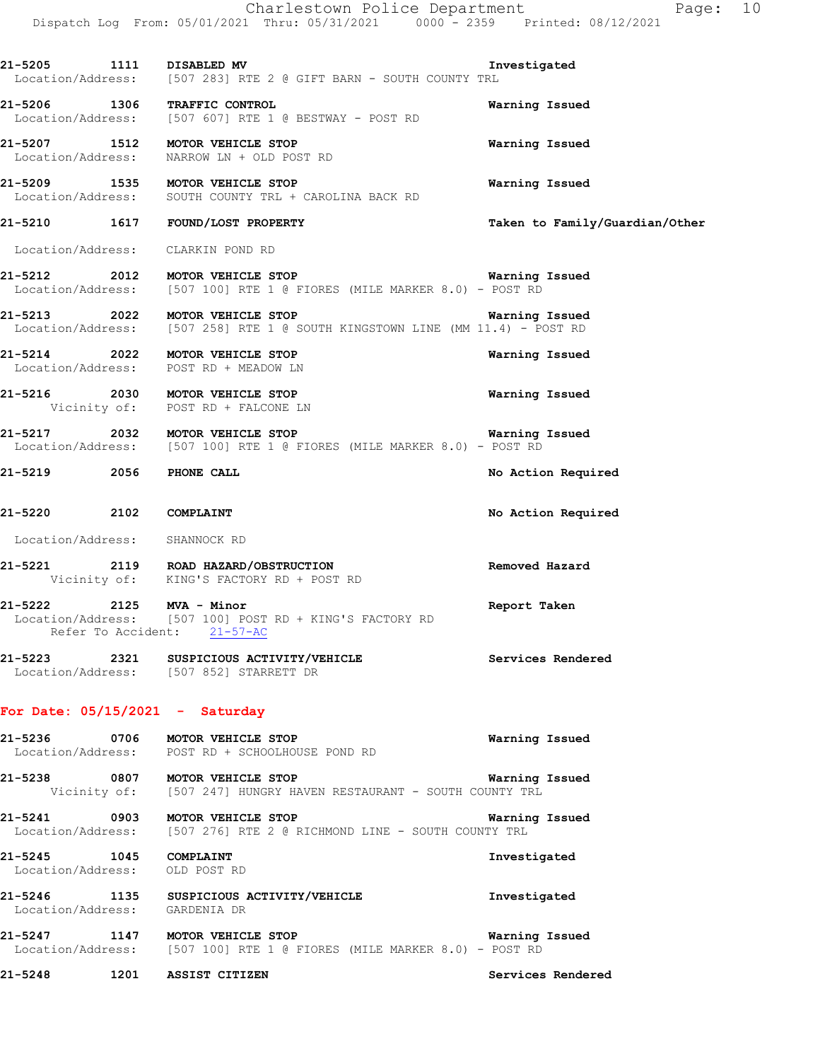**21-5205 1111 DISABLED MV** — Investigated
Location/Address: [507 283] RTE 2 @ GIFT BARN - SOUTH COUNTY TRL

**21-5206 1306 TRAFFIC CONTROL** — Warning Issued
Location/Address: [507 607] RTE 1 @ BESTWAY - POST RD

**21-5207 1512 MOTOR VEHICLE STOP** — Warning Issued
Location/Address: NARROW LN + OLD POST RD

**21-5209 1535 MOTOR VEHICLE STOP** — Warning Issued
Location/Address: SOUTH COUNTY TRL + CAROLINA BACK RD

**21-5210 1617 FOUND/LOST PROPERTY** — Taken to Family/Guardian/Other
Location/Address: CLARKIN POND RD

**21-5212 2012 MOTOR VEHICLE STOP** — Warning Issued
Location/Address: [507 100] RTE 1 @ FIORES (MILE MARKER 8.0) - POST RD

**21-5213 2022 MOTOR VEHICLE STOP** — Warning Issued
Location/Address: [507 258] RTE 1 @ SOUTH KINGSTOWN LINE (MM 11.4) - POST RD

**21-5214 2022 MOTOR VEHICLE STOP** — Warning Issued
Location/Address: POST RD + MEADOW LN

**21-5216 2030 MOTOR VEHICLE STOP** — Warning Issued
Vicinity of: POST RD + FALCONE LN

**21-5217 2032 MOTOR VEHICLE STOP** — Warning Issued
Location/Address: [507 100] RTE 1 @ FIORES (MILE MARKER 8.0) - POST RD

**21-5219 2056 PHONE CALL** — No Action Required

**21-5220 2102 COMPLAINT** — No Action Required
Location/Address: SHANNOCK RD

**21-5221 2119 ROAD HAZARD/OBSTRUCTION** — Removed Hazard
Vicinity of: KING'S FACTORY RD + POST RD

**21-5222 2125 MVA - Minor** — Report Taken
Location/Address: [507 100] POST RD + KING'S FACTORY RD
Refer To Accident: 21-57-AC

**21-5223 2321 SUSPICIOUS ACTIVITY/VEHICLE** — Services Rendered
Location/Address: [507 852] STARRETT DR

## For Date: 05/15/2021 - Saturday

**21-5236 0706 MOTOR VEHICLE STOP** — Warning Issued
Location/Address: POST RD + SCHOOLHOUSE POND RD

**21-5238 0807 MOTOR VEHICLE STOP** — Warning Issued
Vicinity of: [507 247] HUNGRY HAVEN RESTAURANT - SOUTH COUNTY TRL

**21-5241 0903 MOTOR VEHICLE STOP** — Warning Issued
Location/Address: [507 276] RTE 2 @ RICHMOND LINE - SOUTH COUNTY TRL

**21-5245 1045 COMPLAINT** — Investigated
Location/Address: OLD POST RD

**21-5246 1135 SUSPICIOUS ACTIVITY/VEHICLE** — Investigated
Location/Address: GARDENIA DR

**21-5247 1147 MOTOR VEHICLE STOP** — Warning Issued
Location/Address: [507 100] RTE 1 @ FIORES (MILE MARKER 8.0) - POST RD

**21-5248 1201 ASSIST CITIZEN** — Services Rendered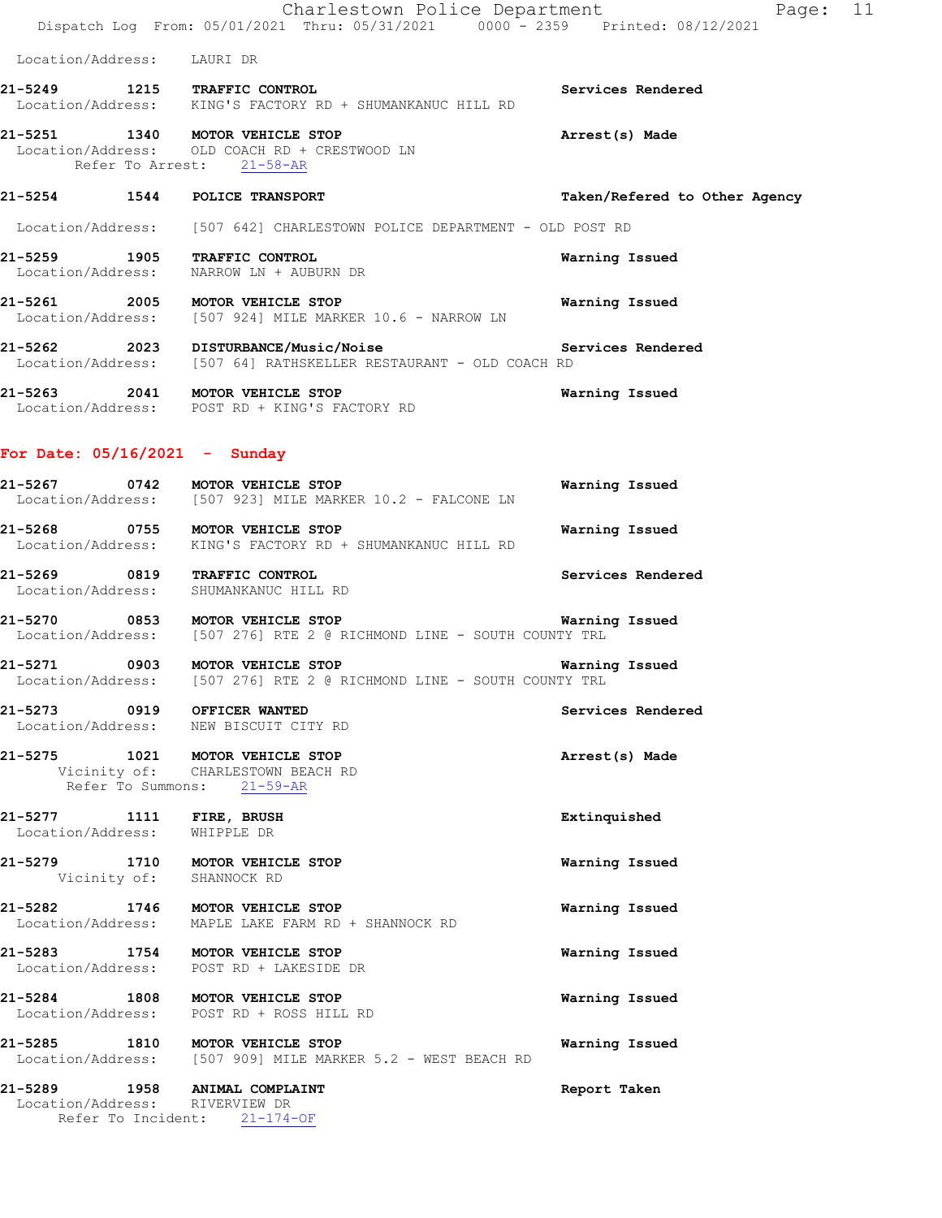Location/Address: LAURI DR

**21-5249 1215 TRAFFIC CONTROL** — Services Rendered
Location/Address: KING'S FACTORY RD + SHUMANKANUC HILL RD

**21-5251 1340 MOTOR VEHICLE STOP** — Arrest(s) Made
Location/Address: OLD COACH RD + CRESTWOOD LN
Refer To Arrest: 21-58-AR

**21-5254 1544 POLICE TRANSPORT** — Taken/Refered to Other Agency
Location/Address: [507 642] CHARLESTOWN POLICE DEPARTMENT - OLD POST RD

**21-5259 1905 TRAFFIC CONTROL** — Warning Issued
Location/Address: NARROW LN + AUBURN DR

**21-5261 2005 MOTOR VEHICLE STOP** — Warning Issued
Location/Address: [507 924] MILE MARKER 10.6 - NARROW LN

**21-5262 2023 DISTURBANCE/Music/Noise** — Services Rendered
Location/Address: [507 64] RATHSKELLER RESTAURANT - OLD COACH RD

**21-5263 2041 MOTOR VEHICLE STOP** — Warning Issued
Location/Address: POST RD + KING'S FACTORY RD

## For Date: 05/16/2021 - Sunday

**21-5267 0742 MOTOR VEHICLE STOP** — Warning Issued
Location/Address: [507 923] MILE MARKER 10.2 - FALCONE LN

**21-5268 0755 MOTOR VEHICLE STOP** — Warning Issued
Location/Address: KING'S FACTORY RD + SHUMANKANUC HILL RD

**21-5269 0819 TRAFFIC CONTROL** — Services Rendered
Location/Address: SHUMANKANUC HILL RD

**21-5270 0853 MOTOR VEHICLE STOP** — Warning Issued
Location/Address: [507 276] RTE 2 @ RICHMOND LINE - SOUTH COUNTY TRL

**21-5271 0903 MOTOR VEHICLE STOP** — Warning Issued
Location/Address: [507 276] RTE 2 @ RICHMOND LINE - SOUTH COUNTY TRL

**21-5273 0919 OFFICER WANTED** — Services Rendered
Location/Address: NEW BISCUIT CITY RD

**21-5275 1021 MOTOR VEHICLE STOP** — Arrest(s) Made
Vicinity of: CHARLESTOWN BEACH RD
Refer To Summons: 21-59-AR

**21-5277 1111 FIRE, BRUSH** — Extinquished
Location/Address: WHIPPLE DR

**21-5279 1710 MOTOR VEHICLE STOP** — Warning Issued
Vicinity of: SHANNOCK RD

**21-5282 1746 MOTOR VEHICLE STOP** — Warning Issued
Location/Address: MAPLE LAKE FARM RD + SHANNOCK RD

**21-5283 1754 MOTOR VEHICLE STOP** — Warning Issued
Location/Address: POST RD + LAKESIDE DR

**21-5284 1808 MOTOR VEHICLE STOP** — Warning Issued
Location/Address: POST RD + ROSS HILL RD

**21-5285 1810 MOTOR VEHICLE STOP** — Warning Issued
Location/Address: [507 909] MILE MARKER 5.2 - WEST BEACH RD

**21-5289 1958 ANIMAL COMPLAINT** — Report Taken
Location/Address: RIVERVIEW DR
Refer To Incident: 21-174-OF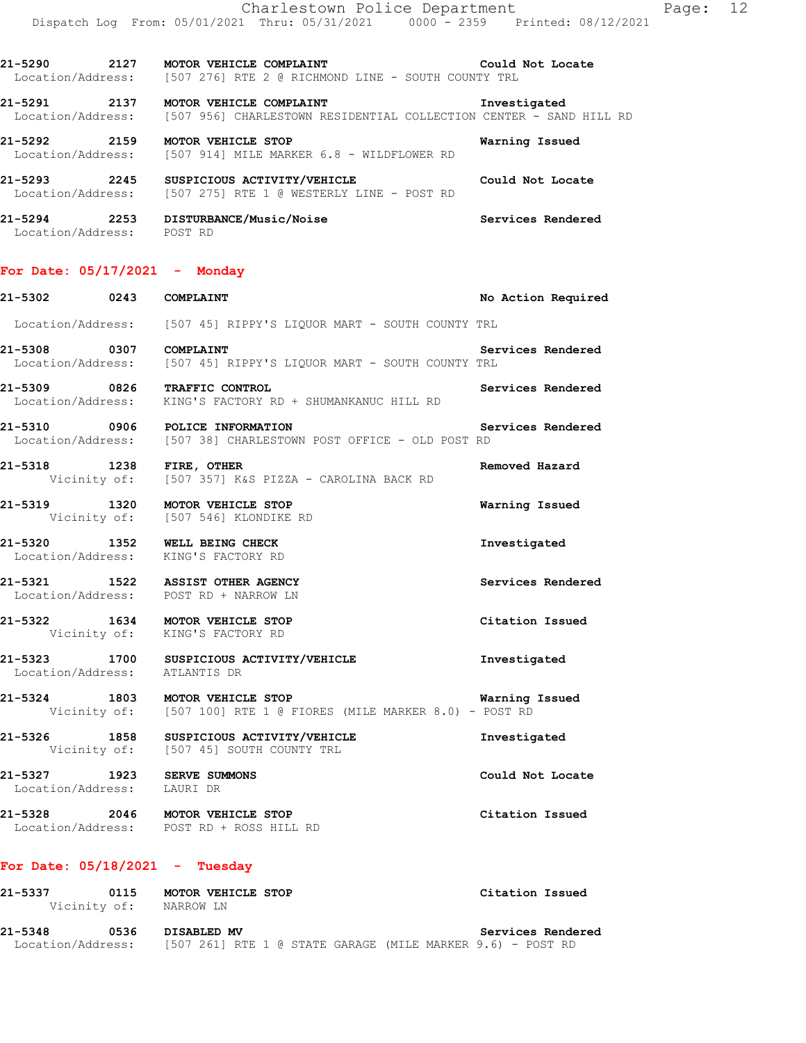21-5290 2127 MOTOR VEHICLE COMPLAINT Could Not Locate
Location/Address: [507 276] RTE 2 @ RICHMOND LINE - SOUTH COUNTY TRL

21-5291 2137 MOTOR VEHICLE COMPLAINT Investigated
Location/Address: [507 956] CHARLESTOWN RESIDENTIAL COLLECTION CENTER - SAND HILL RD

21-5292 2159 MOTOR VEHICLE STOP Warning Issued
Location/Address: [507 914] MILE MARKER 6.8 - WILDFLOWER RD

21-5293 2245 SUSPICIOUS ACTIVITY/VEHICLE Could Not Locate
Location/Address: [507 275] RTE 1 @ WESTERLY LINE - POST RD

21-5294 2253 DISTURBANCE/Music/Noise Services Rendered
Location/Address: POST RD

## For Date: 05/17/2021 - Monday

21-5302 0243 COMPLAINT No Action Required
Location/Address: [507 45] RIPPY'S LIQUOR MART - SOUTH COUNTY TRL

21-5308 0307 COMPLAINT Services Rendered
Location/Address: [507 45] RIPPY'S LIQUOR MART - SOUTH COUNTY TRL

21-5309 0826 TRAFFIC CONTROL Services Rendered
Location/Address: KING'S FACTORY RD + SHUMANKANUC HILL RD

21-5310 0906 POLICE INFORMATION Services Rendered
Location/Address: [507 38] CHARLESTOWN POST OFFICE - OLD POST RD

21-5318 1238 FIRE, OTHER Removed Hazard
Vicinity of: [507 357] K&S PIZZA - CAROLINA BACK RD

21-5319 1320 MOTOR VEHICLE STOP Warning Issued
Vicinity of: [507 546] KLONDIKE RD

21-5320 1352 WELL BEING CHECK Investigated
Location/Address: KING'S FACTORY RD

21-5321 1522 ASSIST OTHER AGENCY Services Rendered
Location/Address: POST RD + NARROW LN

21-5322 1634 MOTOR VEHICLE STOP Citation Issued
Vicinity of: KING'S FACTORY RD

21-5323 1700 SUSPICIOUS ACTIVITY/VEHICLE Investigated
Location/Address: ATLANTIS DR

21-5324 1803 MOTOR VEHICLE STOP Warning Issued
Vicinity of: [507 100] RTE 1 @ FIORES (MILE MARKER 8.0) - POST RD

21-5326 1858 SUSPICIOUS ACTIVITY/VEHICLE Investigated
Vicinity of: [507 45] SOUTH COUNTY TRL

21-5327 1923 SERVE SUMMONS Could Not Locate
Location/Address: LAURI DR

21-5328 2046 MOTOR VEHICLE STOP Citation Issued
Location/Address: POST RD + ROSS HILL RD

## For Date: 05/18/2021 - Tuesday

21-5337 0115 MOTOR VEHICLE STOP Citation Issued
Vicinity of: NARROW LN

21-5348 0536 DISABLED MV Services Rendered
Location/Address: [507 261] RTE 1 @ STATE GARAGE (MILE MARKER 9.6) - POST RD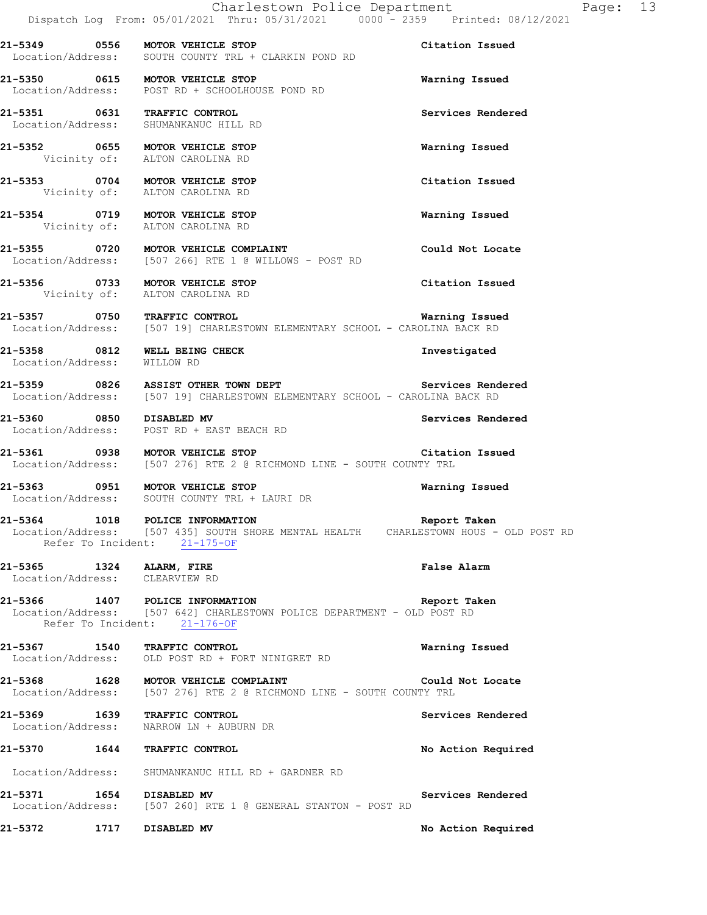**21-5349 0556 MOTOR VEHICLE STOP** — **Citation Issued**
Location/Address: SOUTH COUNTY TRL + CLARKIN POND RD

**21-5350 0615 MOTOR VEHICLE STOP** — **Warning Issued**
Location/Address: POST RD + SCHOOLHOUSE POND RD

**21-5351 0631 TRAFFIC CONTROL** — **Services Rendered**
Location/Address: SHUMANKANUC HILL RD

**21-5352 0655 MOTOR VEHICLE STOP** — **Warning Issued**
Vicinity of: ALTON CAROLINA RD

**21-5353 0704 MOTOR VEHICLE STOP** — **Citation Issued**
Vicinity of: ALTON CAROLINA RD

**21-5354 0719 MOTOR VEHICLE STOP** — **Warning Issued**
Vicinity of: ALTON CAROLINA RD

**21-5355 0720 MOTOR VEHICLE COMPLAINT** — **Could Not Locate**
Location/Address: [507 266] RTE 1 @ WILLOWS - POST RD

**21-5356 0733 MOTOR VEHICLE STOP** — **Citation Issued**
Vicinity of: ALTON CAROLINA RD

**21-5357 0750 TRAFFIC CONTROL** — **Warning Issued**
Location/Address: [507 19] CHARLESTOWN ELEMENTARY SCHOOL - CAROLINA BACK RD

**21-5358 0812 WELL BEING CHECK** — **Investigated**
Location/Address: WILLOW RD

**21-5359 0826 ASSIST OTHER TOWN DEPT** — **Services Rendered**
Location/Address: [507 19] CHARLESTOWN ELEMENTARY SCHOOL - CAROLINA BACK RD

**21-5360 0850 DISABLED MV** — **Services Rendered**
Location/Address: POST RD + EAST BEACH RD

**21-5361 0938 MOTOR VEHICLE STOP** — **Citation Issued**
Location/Address: [507 276] RTE 2 @ RICHMOND LINE - SOUTH COUNTY TRL

**21-5363 0951 MOTOR VEHICLE STOP** — **Warning Issued**
Location/Address: SOUTH COUNTY TRL + LAURI DR

**21-5364 1018 POLICE INFORMATION** — **Report Taken**
Location/Address: [507 435] SOUTH SHORE MENTAL HEALTH CHARLESTOWN HOUS - OLD POST RD
Refer To Incident: 21-175-OF

**21-5365 1324 ALARM, FIRE** — **False Alarm**
Location/Address: CLEARVIEW RD

**21-5366 1407 POLICE INFORMATION** — **Report Taken**
Location/Address: [507 642] CHARLESTOWN POLICE DEPARTMENT - OLD POST RD
Refer To Incident: 21-176-OF

**21-5367 1540 TRAFFIC CONTROL** — **Warning Issued**
Location/Address: OLD POST RD + FORT NINIGRET RD

**21-5368 1628 MOTOR VEHICLE COMPLAINT** — **Could Not Locate**
Location/Address: [507 276] RTE 2 @ RICHMOND LINE - SOUTH COUNTY TRL

**21-5369 1639 TRAFFIC CONTROL** — **Services Rendered**
Location/Address: NARROW LN + AUBURN DR

**21-5370 1644 TRAFFIC CONTROL** — **No Action Required**
Location/Address: SHUMANKANUC HILL RD + GARDNER RD

**21-5371 1654 DISABLED MV** — **Services Rendered**
Location/Address: [507 260] RTE 1 @ GENERAL STANTON - POST RD

**21-5372 1717 DISABLED MV** — **No Action Required**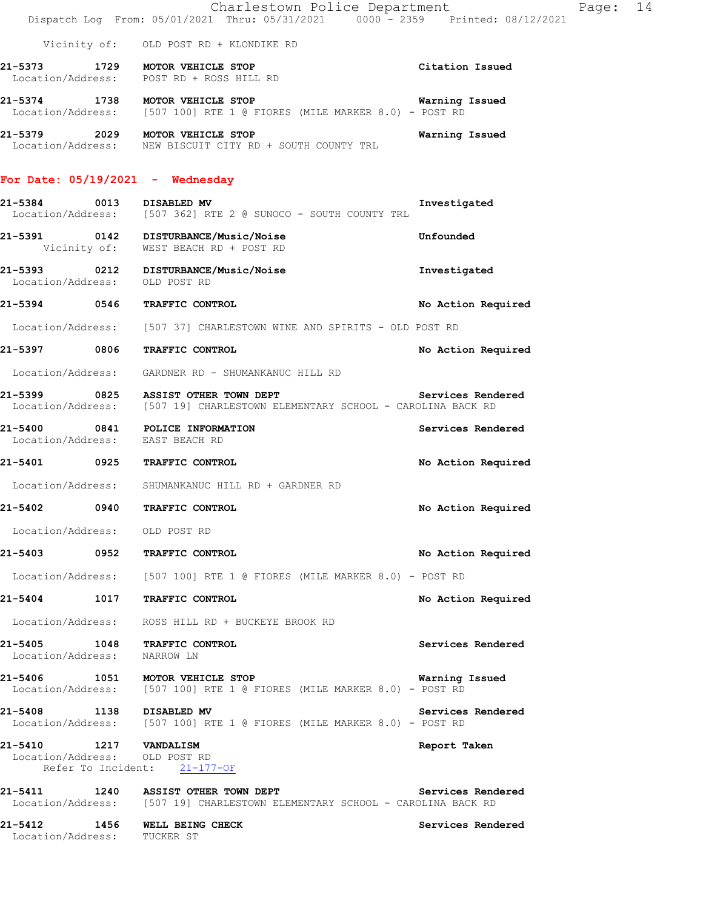Vicinity of: OLD POST RD + KLONDIKE RD

**21-5373 1729 MOTOR VEHICLE STOP** — **Citation Issued**
Location/Address: POST RD + ROSS HILL RD

**21-5374 1738 MOTOR VEHICLE STOP** — **Warning Issued**
Location/Address: [507 100] RTE 1 @ FIORES (MILE MARKER 8.0) - POST RD

**21-5379 2029 MOTOR VEHICLE STOP** — **Warning Issued**
Location/Address: NEW BISCUIT CITY RD + SOUTH COUNTY TRL

## For Date: 05/19/2021 - Wednesday

**21-5384 0013 DISABLED MV** — **Investigated**
Location/Address: [507 362] RTE 2 @ SUNOCO - SOUTH COUNTY TRL

**21-5391 0142 DISTURBANCE/Music/Noise** — **Unfounded**
Vicinity of: WEST BEACH RD + POST RD

**21-5393 0212 DISTURBANCE/Music/Noise** — **Investigated**
Location/Address: OLD POST RD

**21-5394 0546 TRAFFIC CONTROL** — **No Action Required**
Location/Address: [507 37] CHARLESTOWN WINE AND SPIRITS - OLD POST RD

**21-5397 0806 TRAFFIC CONTROL** — **No Action Required**
Location/Address: GARDNER RD - SHUMANKANUC HILL RD

**21-5399 0825 ASSIST OTHER TOWN DEPT** — **Services Rendered**
Location/Address: [507 19] CHARLESTOWN ELEMENTARY SCHOOL - CAROLINA BACK RD

**21-5400 0841 POLICE INFORMATION** — **Services Rendered**
Location/Address: EAST BEACH RD

**21-5401 0925 TRAFFIC CONTROL** — **No Action Required**
Location/Address: SHUMANKANUC HILL RD + GARDNER RD

**21-5402 0940 TRAFFIC CONTROL** — **No Action Required**
Location/Address: OLD POST RD

**21-5403 0952 TRAFFIC CONTROL** — **No Action Required**
Location/Address: [507 100] RTE 1 @ FIORES (MILE MARKER 8.0) - POST RD

**21-5404 1017 TRAFFIC CONTROL** — **No Action Required**
Location/Address: ROSS HILL RD + BUCKEYE BROOK RD

**21-5405 1048 TRAFFIC CONTROL** — **Services Rendered**
Location/Address: NARROW LN

**21-5406 1051 MOTOR VEHICLE STOP** — **Warning Issued**
Location/Address: [507 100] RTE 1 @ FIORES (MILE MARKER 8.0) - POST RD

**21-5408 1138 DISABLED MV** — **Services Rendered**
Location/Address: [507 100] RTE 1 @ FIORES (MILE MARKER 8.0) - POST RD

**21-5410 1217 VANDALISM** — **Report Taken**
Location/Address: OLD POST RD
Refer To Incident: 21-177-OF

**21-5411 1240 ASSIST OTHER TOWN DEPT** — **Services Rendered**
Location/Address: [507 19] CHARLESTOWN ELEMENTARY SCHOOL - CAROLINA BACK RD

**21-5412 1456 WELL BEING CHECK** — **Services Rendered**
Location/Address: TUCKER ST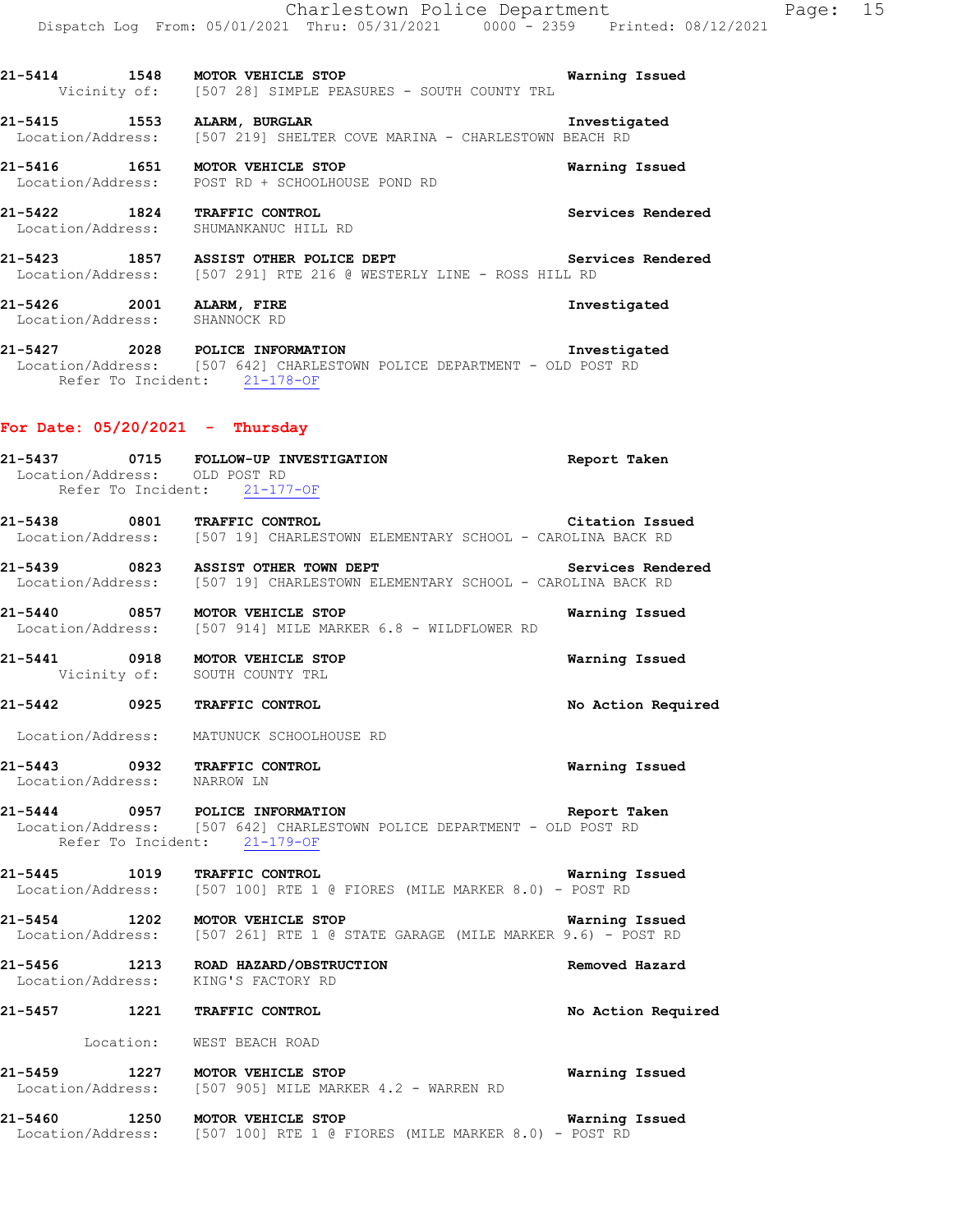21-5414 1548 MOTOR VEHICLE STOP Warning Issued
Vicinity of: [507 28] SIMPLE PEASURES - SOUTH COUNTY TRL

21-5415 1553 ALARM, BURGLAR Investigated
Location/Address: [507 219] SHELTER COVE MARINA - CHARLESTOWN BEACH RD

21-5416 1651 MOTOR VEHICLE STOP Warning Issued
Location/Address: POST RD + SCHOOLHOUSE POND RD

21-5422 1824 TRAFFIC CONTROL Services Rendered
Location/Address: SHUMANKANUC HILL RD

21-5423 1857 ASSIST OTHER POLICE DEPT Services Rendered
Location/Address: [507 291] RTE 216 @ WESTERLY LINE - ROSS HILL RD

21-5426 2001 ALARM, FIRE Investigated
Location/Address: SHANNOCK RD

21-5427 2028 POLICE INFORMATION Investigated
Location/Address: [507 642] CHARLESTOWN POLICE DEPARTMENT - OLD POST RD
Refer To Incident: 21-178-OF

## For Date: 05/20/2021 - Thursday

21-5437 0715 FOLLOW-UP INVESTIGATION Report Taken
Location/Address: OLD POST RD
Refer To Incident: 21-177-OF

21-5438 0801 TRAFFIC CONTROL Citation Issued
Location/Address: [507 19] CHARLESTOWN ELEMENTARY SCHOOL - CAROLINA BACK RD

21-5439 0823 ASSIST OTHER TOWN DEPT Services Rendered
Location/Address: [507 19] CHARLESTOWN ELEMENTARY SCHOOL - CAROLINA BACK RD

21-5440 0857 MOTOR VEHICLE STOP Warning Issued
Location/Address: [507 914] MILE MARKER 6.8 - WILDFLOWER RD

21-5441 0918 MOTOR VEHICLE STOP Warning Issued
Vicinity of: SOUTH COUNTY TRL

21-5442 0925 TRAFFIC CONTROL No Action Required
Location/Address: MATUNUCK SCHOOLHOUSE RD

21-5443 0932 TRAFFIC CONTROL Warning Issued
Location/Address: NARROW LN

21-5444 0957 POLICE INFORMATION Report Taken
Location/Address: [507 642] CHARLESTOWN POLICE DEPARTMENT - OLD POST RD
Refer To Incident: 21-179-OF

21-5445 1019 TRAFFIC CONTROL Warning Issued
Location/Address: [507 100] RTE 1 @ FIORES (MILE MARKER 8.0) - POST RD

21-5454 1202 MOTOR VEHICLE STOP Warning Issued
Location/Address: [507 261] RTE 1 @ STATE GARAGE (MILE MARKER 9.6) - POST RD

21-5456 1213 ROAD HAZARD/OBSTRUCTION Removed Hazard
Location/Address: KING'S FACTORY RD

21-5457 1221 TRAFFIC CONTROL No Action Required
Location: WEST BEACH ROAD

21-5459 1227 MOTOR VEHICLE STOP Warning Issued
Location/Address: [507 905] MILE MARKER 4.2 - WARREN RD

21-5460 1250 MOTOR VEHICLE STOP Warning Issued
Location/Address: [507 100] RTE 1 @ FIORES (MILE MARKER 8.0) - POST RD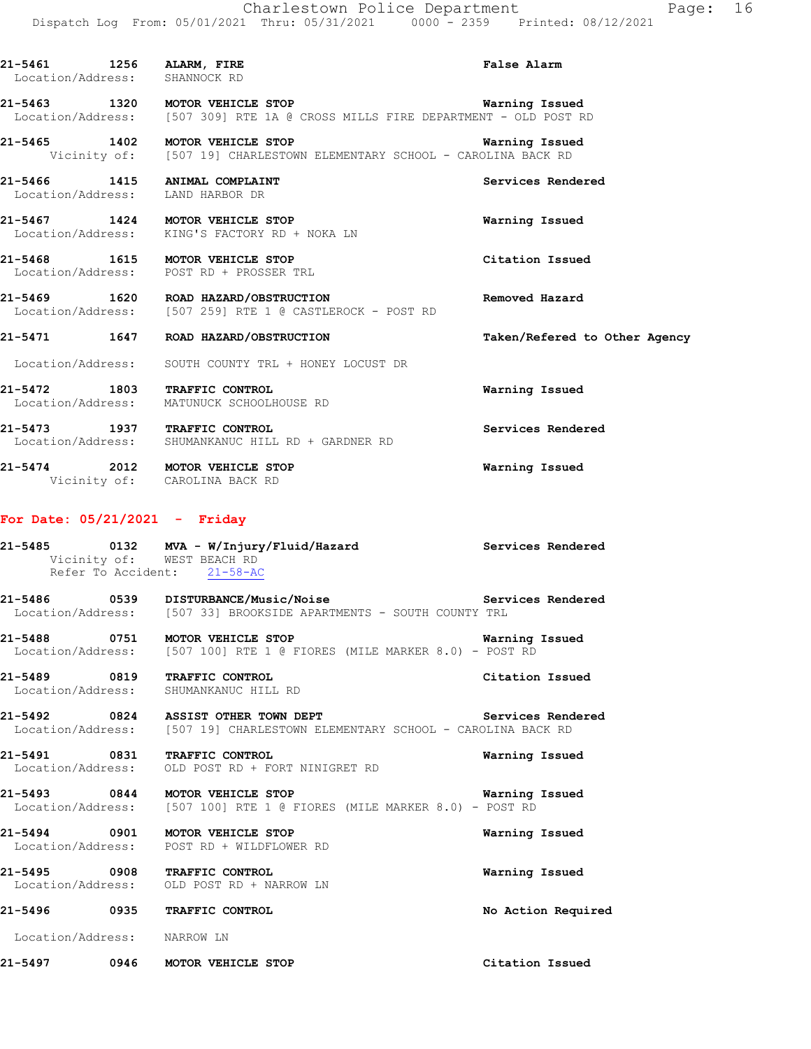**21-5461 1256 ALARM, FIRE** — **False Alarm**
Location/Address: SHANNOCK RD

**21-5463 1320 MOTOR VEHICLE STOP** — **Warning Issued**
Location/Address: [507 309] RTE 1A @ CROSS MILLS FIRE DEPARTMENT - OLD POST RD

**21-5465 1402 MOTOR VEHICLE STOP** — **Warning Issued**
Vicinity of: [507 19] CHARLESTOWN ELEMENTARY SCHOOL - CAROLINA BACK RD

**21-5466 1415 ANIMAL COMPLAINT** — **Services Rendered**
Location/Address: LAND HARBOR DR

**21-5467 1424 MOTOR VEHICLE STOP** — **Warning Issued**
Location/Address: KING'S FACTORY RD + NOKA LN

**21-5468 1615 MOTOR VEHICLE STOP** — **Citation Issued**
Location/Address: POST RD + PROSSER TRL

**21-5469 1620 ROAD HAZARD/OBSTRUCTION** — **Removed Hazard**
Location/Address: [507 259] RTE 1 @ CASTLEROCK - POST RD

**21-5471 1647 ROAD HAZARD/OBSTRUCTION** — **Taken/Refered to Other Agency**
Location/Address: SOUTH COUNTY TRL + HONEY LOCUST DR

**21-5472 1803 TRAFFIC CONTROL** — **Warning Issued**
Location/Address: MATUNUCK SCHOOLHOUSE RD

**21-5473 1937 TRAFFIC CONTROL** — **Services Rendered**
Location/Address: SHUMANKANUC HILL RD + GARDNER RD

**21-5474 2012 MOTOR VEHICLE STOP** — **Warning Issued**
Vicinity of: CAROLINA BACK RD

## For Date: 05/21/2021 - Friday

**21-5485 0132 MVA - W/Injury/Fluid/Hazard** — **Services Rendered**
Vicinity of: WEST BEACH RD
Refer To Accident: 21-58-AC

**21-5486 0539 DISTURBANCE/Music/Noise** — **Services Rendered**
Location/Address: [507 33] BROOKSIDE APARTMENTS - SOUTH COUNTY TRL

**21-5488 0751 MOTOR VEHICLE STOP** — **Warning Issued**
Location/Address: [507 100] RTE 1 @ FIORES (MILE MARKER 8.0) - POST RD

**21-5489 0819 TRAFFIC CONTROL** — **Citation Issued**
Location/Address: SHUMANKANUC HILL RD

**21-5492 0824 ASSIST OTHER TOWN DEPT** — **Services Rendered**
Location/Address: [507 19] CHARLESTOWN ELEMENTARY SCHOOL - CAROLINA BACK RD

**21-5491 0831 TRAFFIC CONTROL** — **Warning Issued**
Location/Address: OLD POST RD + FORT NINIGRET RD

**21-5493 0844 MOTOR VEHICLE STOP** — **Warning Issued**
Location/Address: [507 100] RTE 1 @ FIORES (MILE MARKER 8.0) - POST RD

**21-5494 0901 MOTOR VEHICLE STOP** — **Warning Issued**
Location/Address: POST RD + WILDFLOWER RD

**21-5495 0908 TRAFFIC CONTROL** — **Warning Issued**
Location/Address: OLD POST RD + NARROW LN

**21-5496 0935 TRAFFIC CONTROL** — **No Action Required**
Location/Address: NARROW LN

**21-5497 0946 MOTOR VEHICLE STOP** — **Citation Issued**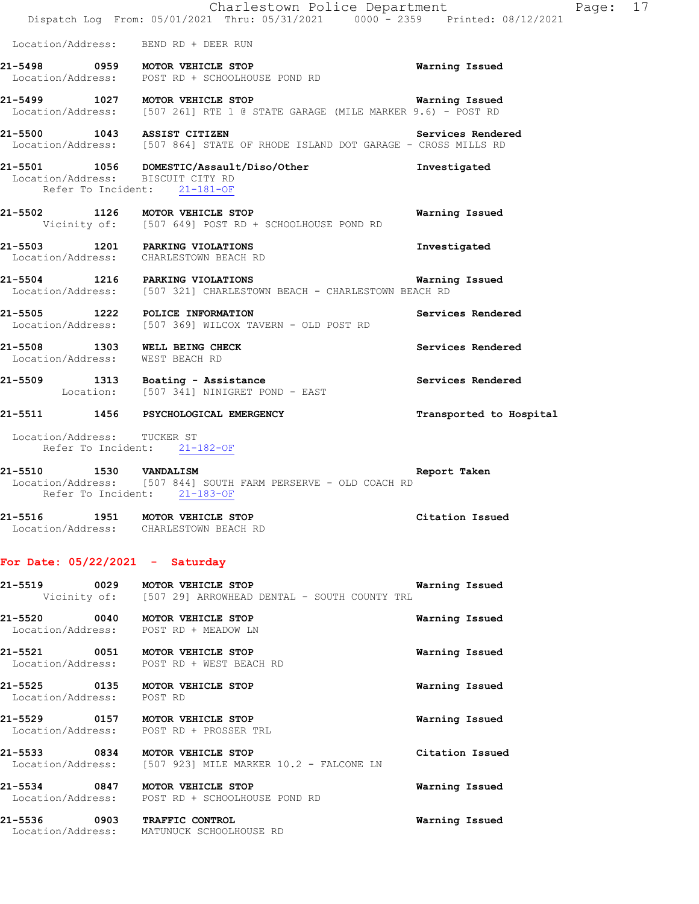Location/Address: BEND RD + DEER RUN

**21-5498 0959 MOTOR VEHICLE STOP** — Warning Issued
Location/Address: POST RD + SCHOOLHOUSE POND RD

**21-5499 1027 MOTOR VEHICLE STOP** — Warning Issued
Location/Address: [507 261] RTE 1 @ STATE GARAGE (MILE MARKER 9.6) - POST RD

**21-5500 1043 ASSIST CITIZEN** — Services Rendered
Location/Address: [507 864] STATE OF RHODE ISLAND DOT GARAGE - CROSS MILLS RD

**21-5501 1056 DOMESTIC/Assault/Diso/Other** — Investigated
Location/Address: BISCUIT CITY RD
Refer To Incident: 21-181-OF

**21-5502 1126 MOTOR VEHICLE STOP** — Warning Issued
Vicinity of: [507 649] POST RD + SCHOOLHOUSE POND RD

**21-5503 1201 PARKING VIOLATIONS** — Investigated
Location/Address: CHARLESTOWN BEACH RD

**21-5504 1216 PARKING VIOLATIONS** — Warning Issued
Location/Address: [507 321] CHARLESTOWN BEACH - CHARLESTOWN BEACH RD

**21-5505 1222 POLICE INFORMATION** — Services Rendered
Location/Address: [507 369] WILCOX TAVERN - OLD POST RD

**21-5508 1303 WELL BEING CHECK** — Services Rendered
Location/Address: WEST BEACH RD

**21-5509 1313 Boating - Assistance** — Services Rendered
Location: [507 341] NINIGRET POND - EAST

**21-5511 1456 PSYCHOLOGICAL EMERGENCY** — Transported to Hospital
Location/Address: TUCKER ST
Refer To Incident: 21-182-OF

**21-5510 1530 VANDALISM** — Report Taken
Location/Address: [507 844] SOUTH FARM PERSERVE - OLD COACH RD
Refer To Incident: 21-183-OF

**21-5516 1951 MOTOR VEHICLE STOP** — Citation Issued
Location/Address: CHARLESTOWN BEACH RD

## For Date: 05/22/2021 - Saturday

**21-5519 0029 MOTOR VEHICLE STOP** — Warning Issued
Vicinity of: [507 29] ARROWHEAD DENTAL - SOUTH COUNTY TRL

**21-5520 0040 MOTOR VEHICLE STOP** — Warning Issued
Location/Address: POST RD + MEADOW LN

**21-5521 0051 MOTOR VEHICLE STOP** — Warning Issued
Location/Address: POST RD + WEST BEACH RD

**21-5525 0135 MOTOR VEHICLE STOP** — Warning Issued
Location/Address: POST RD

**21-5529 0157 MOTOR VEHICLE STOP** — Warning Issued
Location/Address: POST RD + PROSSER TRL

**21-5533 0834 MOTOR VEHICLE STOP** — Citation Issued
Location/Address: [507 923] MILE MARKER 10.2 - FALCONE LN

**21-5534 0847 MOTOR VEHICLE STOP** — Warning Issued
Location/Address: POST RD + SCHOOLHOUSE POND RD

**21-5536 0903 TRAFFIC CONTROL** — Warning Issued
Location/Address: MATUNUCK SCHOOLHOUSE RD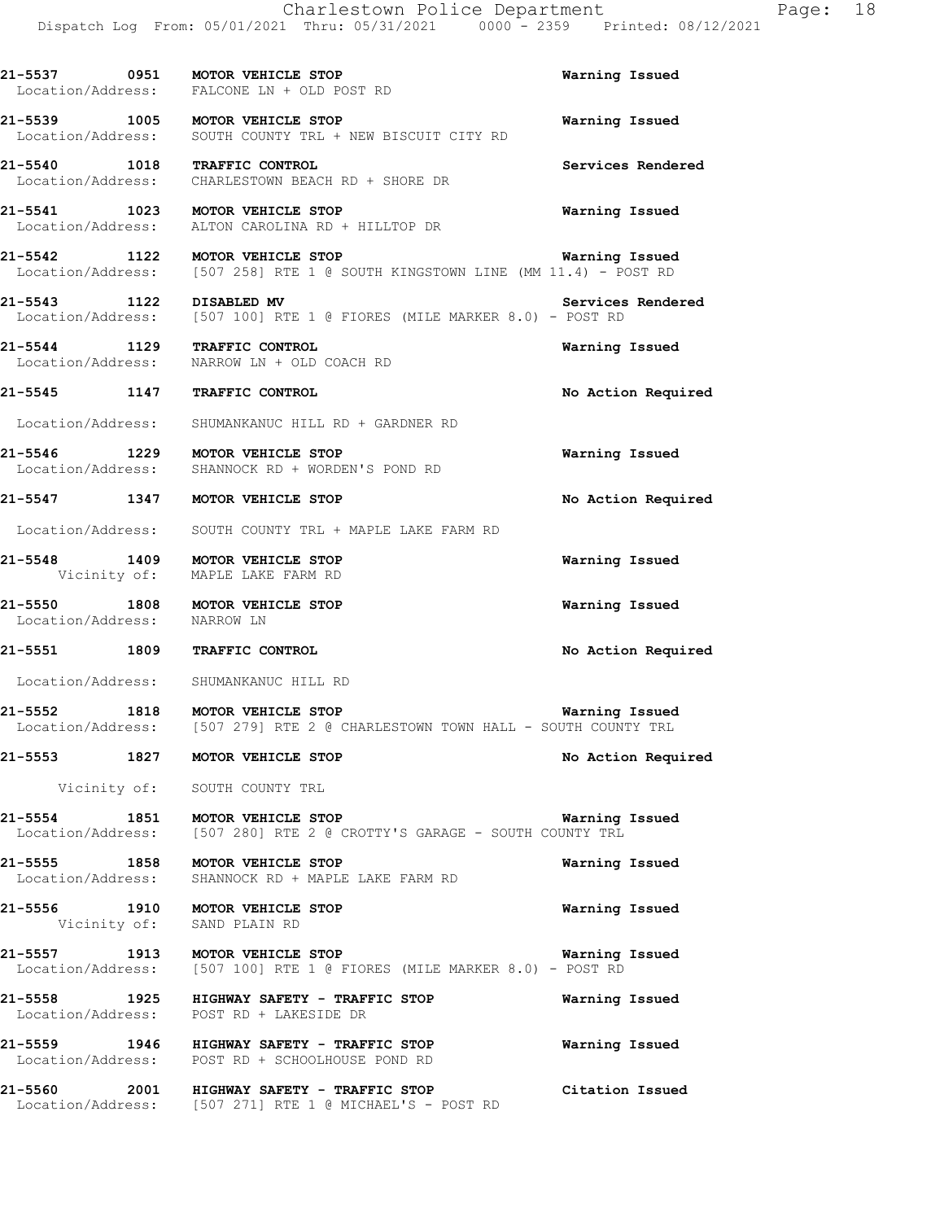**21-5537 0951 MOTOR VEHICLE STOP** **Warning Issued**
Location/Address: FALCONE LN + OLD POST RD

**21-5539 1005 MOTOR VEHICLE STOP** **Warning Issued**
Location/Address: SOUTH COUNTY TRL + NEW BISCUIT CITY RD

**21-5540 1018 TRAFFIC CONTROL** **Services Rendered**
Location/Address: CHARLESTOWN BEACH RD + SHORE DR

**21-5541 1023 MOTOR VEHICLE STOP** **Warning Issued**
Location/Address: ALTON CAROLINA RD + HILLTOP DR

**21-5542 1122 MOTOR VEHICLE STOP** **Warning Issued**
Location/Address: [507 258] RTE 1 @ SOUTH KINGSTOWN LINE (MM 11.4) - POST RD

**21-5543 1122 DISABLED MV** **Services Rendered**
Location/Address: [507 100] RTE 1 @ FIORES (MILE MARKER 8.0) - POST RD

**21-5544 1129 TRAFFIC CONTROL** **Warning Issued**
Location/Address: NARROW LN + OLD COACH RD

**21-5545 1147 TRAFFIC CONTROL** **No Action Required**
Location/Address: SHUMANKANUC HILL RD + GARDNER RD

**21-5546 1229 MOTOR VEHICLE STOP** **Warning Issued**
Location/Address: SHANNOCK RD + WORDEN'S POND RD

**21-5547 1347 MOTOR VEHICLE STOP** **No Action Required**
Location/Address: SOUTH COUNTY TRL + MAPLE LAKE FARM RD

**21-5548 1409 MOTOR VEHICLE STOP** **Warning Issued**
Vicinity of: MAPLE LAKE FARM RD

**21-5550 1808 MOTOR VEHICLE STOP** **Warning Issued**
Location/Address: NARROW LN

**21-5551 1809 TRAFFIC CONTROL** **No Action Required**
Location/Address: SHUMANKANUC HILL RD

**21-5552 1818 MOTOR VEHICLE STOP** **Warning Issued**
Location/Address: [507 279] RTE 2 @ CHARLESTOWN TOWN HALL - SOUTH COUNTY TRL

**21-5553 1827 MOTOR VEHICLE STOP** **No Action Required**
Vicinity of: SOUTH COUNTY TRL

**21-5554 1851 MOTOR VEHICLE STOP** **Warning Issued**
Location/Address: [507 280] RTE 2 @ CROTTY'S GARAGE - SOUTH COUNTY TRL

**21-5555 1858 MOTOR VEHICLE STOP** **Warning Issued**
Location/Address: SHANNOCK RD + MAPLE LAKE FARM RD

**21-5556 1910 MOTOR VEHICLE STOP** **Warning Issued**
Vicinity of: SAND PLAIN RD

**21-5557 1913 MOTOR VEHICLE STOP** **Warning Issued**
Location/Address: [507 100] RTE 1 @ FIORES (MILE MARKER 8.0) - POST RD

**21-5558 1925 HIGHWAY SAFETY - TRAFFIC STOP** **Warning Issued**
Location/Address: POST RD + LAKESIDE DR

**21-5559 1946 HIGHWAY SAFETY - TRAFFIC STOP** **Warning Issued**
Location/Address: POST RD + SCHOOLHOUSE POND RD

**21-5560 2001 HIGHWAY SAFETY - TRAFFIC STOP** **Citation Issued**
Location/Address: [507 271] RTE 1 @ MICHAEL'S - POST RD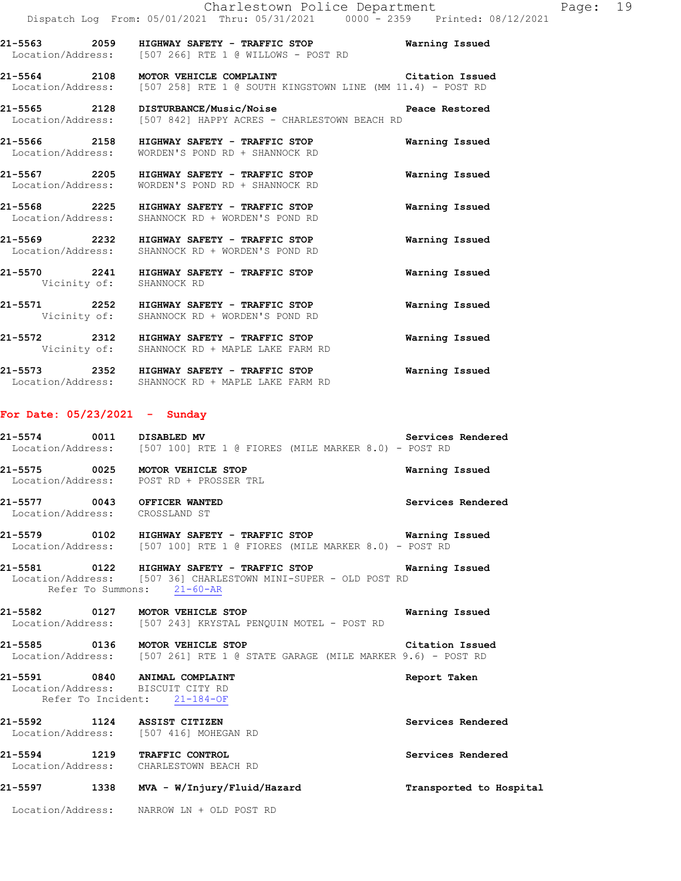**21-5563 2059 HIGHWAY SAFETY - TRAFFIC STOP** Warning Issued
Location/Address: [507 266] RTE 1 @ WILLOWS - POST RD

**21-5564 2108 MOTOR VEHICLE COMPLAINT** Citation Issued
Location/Address: [507 258] RTE 1 @ SOUTH KINGSTOWN LINE (MM 11.4) - POST RD

**21-5565 2128 DISTURBANCE/Music/Noise** Peace Restored
Location/Address: [507 842] HAPPY ACRES - CHARLESTOWN BEACH RD

**21-5566 2158 HIGHWAY SAFETY - TRAFFIC STOP** Warning Issued
Location/Address: WORDEN'S POND RD + SHANNOCK RD

**21-5567 2205 HIGHWAY SAFETY - TRAFFIC STOP** Warning Issued
Location/Address: WORDEN'S POND RD + SHANNOCK RD

**21-5568 2225 HIGHWAY SAFETY - TRAFFIC STOP** Warning Issued
Location/Address: SHANNOCK RD + WORDEN'S POND RD

**21-5569 2232 HIGHWAY SAFETY - TRAFFIC STOP** Warning Issued
Location/Address: SHANNOCK RD + WORDEN'S POND RD

**21-5570 2241 HIGHWAY SAFETY - TRAFFIC STOP** Warning Issued
Vicinity of: SHANNOCK RD

**21-5571 2252 HIGHWAY SAFETY - TRAFFIC STOP** Warning Issued
Vicinity of: SHANNOCK RD + WORDEN'S POND RD

**21-5572 2312 HIGHWAY SAFETY - TRAFFIC STOP** Warning Issued
Vicinity of: SHANNOCK RD + MAPLE LAKE FARM RD

**21-5573 2352 HIGHWAY SAFETY - TRAFFIC STOP** Warning Issued
Location/Address: SHANNOCK RD + MAPLE LAKE FARM RD

## For Date: 05/23/2021 - Sunday

**21-5574 0011 DISABLED MV** Services Rendered
Location/Address: [507 100] RTE 1 @ FIORES (MILE MARKER 8.0) - POST RD

**21-5575 0025 MOTOR VEHICLE STOP** Warning Issued
Location/Address: POST RD + PROSSER TRL

**21-5577 0043 OFFICER WANTED** Services Rendered
Location/Address: CROSSLAND ST

**21-5579 0102 HIGHWAY SAFETY - TRAFFIC STOP** Warning Issued
Location/Address: [507 100] RTE 1 @ FIORES (MILE MARKER 8.0) - POST RD

**21-5581 0122 HIGHWAY SAFETY - TRAFFIC STOP** Warning Issued
Location/Address: [507 36] CHARLESTOWN MINI-SUPER - OLD POST RD
Refer To Summons: 21-60-AR

**21-5582 0127 MOTOR VEHICLE STOP** Warning Issued
Location/Address: [507 243] KRYSTAL PENQUIN MOTEL - POST RD

**21-5585 0136 MOTOR VEHICLE STOP** Citation Issued
Location/Address: [507 261] RTE 1 @ STATE GARAGE (MILE MARKER 9.6) - POST RD

**21-5591 0840 ANIMAL COMPLAINT** Report Taken
Location/Address: BISCUIT CITY RD
Refer To Incident: 21-184-OF

**21-5592 1124 ASSIST CITIZEN** Services Rendered
Location/Address: [507 416] MOHEGAN RD

**21-5594 1219 TRAFFIC CONTROL** Services Rendered
Location/Address: CHARLESTOWN BEACH RD

**21-5597 1338 MVA - W/Injury/Fluid/Hazard** Transported to Hospital
Location/Address: NARROW LN + OLD POST RD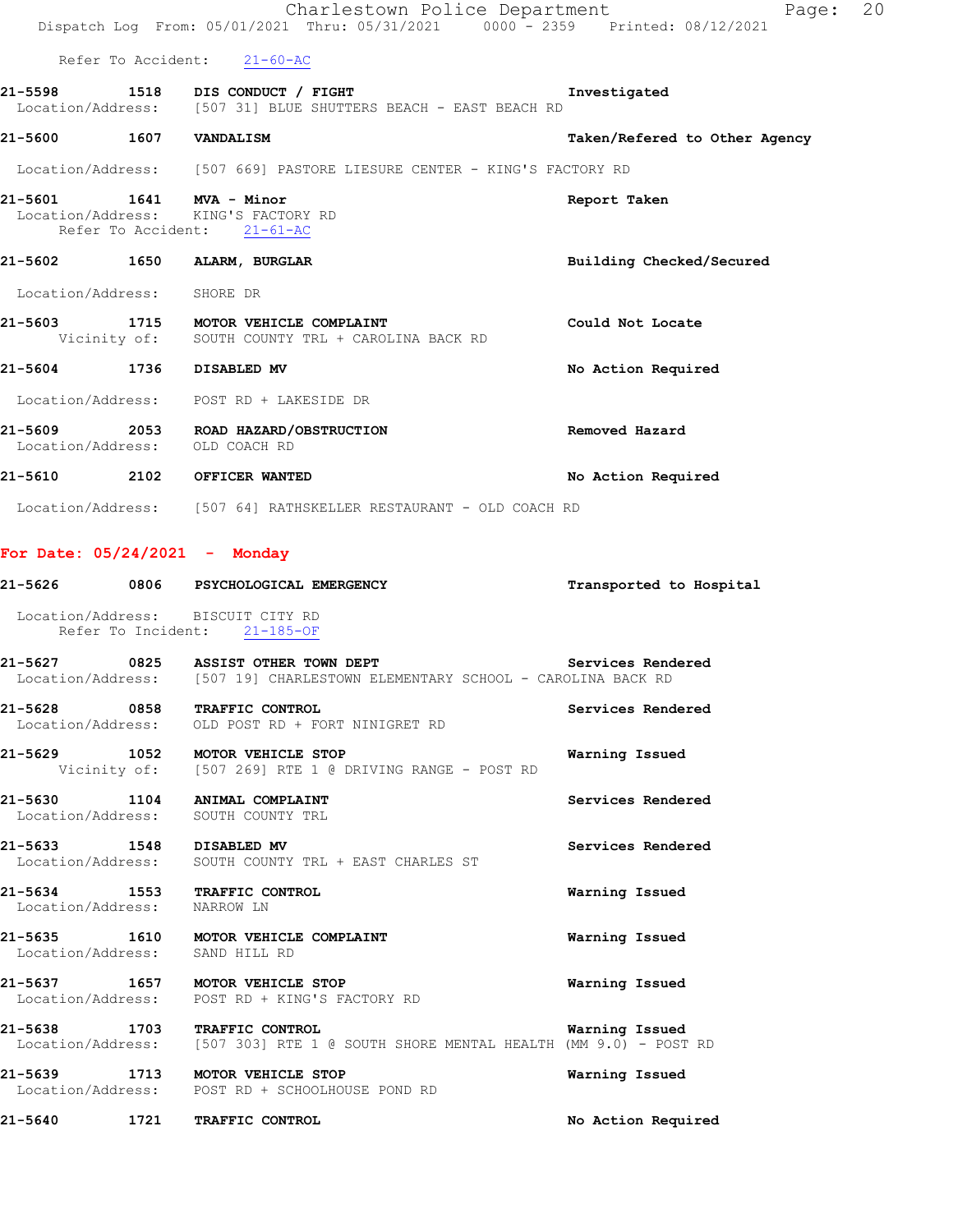Refer To Accident: 21-60-AC

**21-5598 1518 DIS CONDUCT / FIGHT** Investigated
Location/Address: [507 31] BLUE SHUTTERS BEACH - EAST BEACH RD

**21-5600 1607 VANDALISM** Taken/Refered to Other Agency
Location/Address: [507 669] PASTORE LIESURE CENTER - KING'S FACTORY RD

**21-5601 1641 MVA - Minor** Report Taken
Location/Address: KING'S FACTORY RD
Refer To Accident: 21-61-AC

**21-5602 1650 ALARM, BURGLAR** Building Checked/Secured
Location/Address: SHORE DR

**21-5603 1715 MOTOR VEHICLE COMPLAINT** Could Not Locate
Vicinity of: SOUTH COUNTY TRL + CAROLINA BACK RD

**21-5604 1736 DISABLED MV** No Action Required
Location/Address: POST RD + LAKESIDE DR

**21-5609 2053 ROAD HAZARD/OBSTRUCTION** Removed Hazard
Location/Address: OLD COACH RD

**21-5610 2102 OFFICER WANTED** No Action Required
Location/Address: [507 64] RATHSKELLER RESTAURANT - OLD COACH RD

## For Date: 05/24/2021 - Monday

**21-5626 0806 PSYCHOLOGICAL EMERGENCY** Transported to Hospital
Location/Address: BISCUIT CITY RD
Refer To Incident: 21-185-OF

**21-5627 0825 ASSIST OTHER TOWN DEPT** Services Rendered
Location/Address: [507 19] CHARLESTOWN ELEMENTARY SCHOOL - CAROLINA BACK RD

**21-5628 0858 TRAFFIC CONTROL** Services Rendered
Location/Address: OLD POST RD + FORT NINIGRET RD

**21-5629 1052 MOTOR VEHICLE STOP** Warning Issued
Vicinity of: [507 269] RTE 1 @ DRIVING RANGE - POST RD

**21-5630 1104 ANIMAL COMPLAINT** Services Rendered
Location/Address: SOUTH COUNTY TRL

**21-5633 1548 DISABLED MV** Services Rendered
Location/Address: SOUTH COUNTY TRL + EAST CHARLES ST

**21-5634 1553 TRAFFIC CONTROL** Warning Issued
Location/Address: NARROW LN

**21-5635 1610 MOTOR VEHICLE COMPLAINT** Warning Issued
Location/Address: SAND HILL RD

**21-5637 1657 MOTOR VEHICLE STOP** Warning Issued
Location/Address: POST RD + KING'S FACTORY RD

**21-5638 1703 TRAFFIC CONTROL** Warning Issued
Location/Address: [507 303] RTE 1 @ SOUTH SHORE MENTAL HEALTH (MM 9.0) - POST RD

**21-5639 1713 MOTOR VEHICLE STOP** Warning Issued
Location/Address: POST RD + SCHOOLHOUSE POND RD

**21-5640 1721 TRAFFIC CONTROL** No Action Required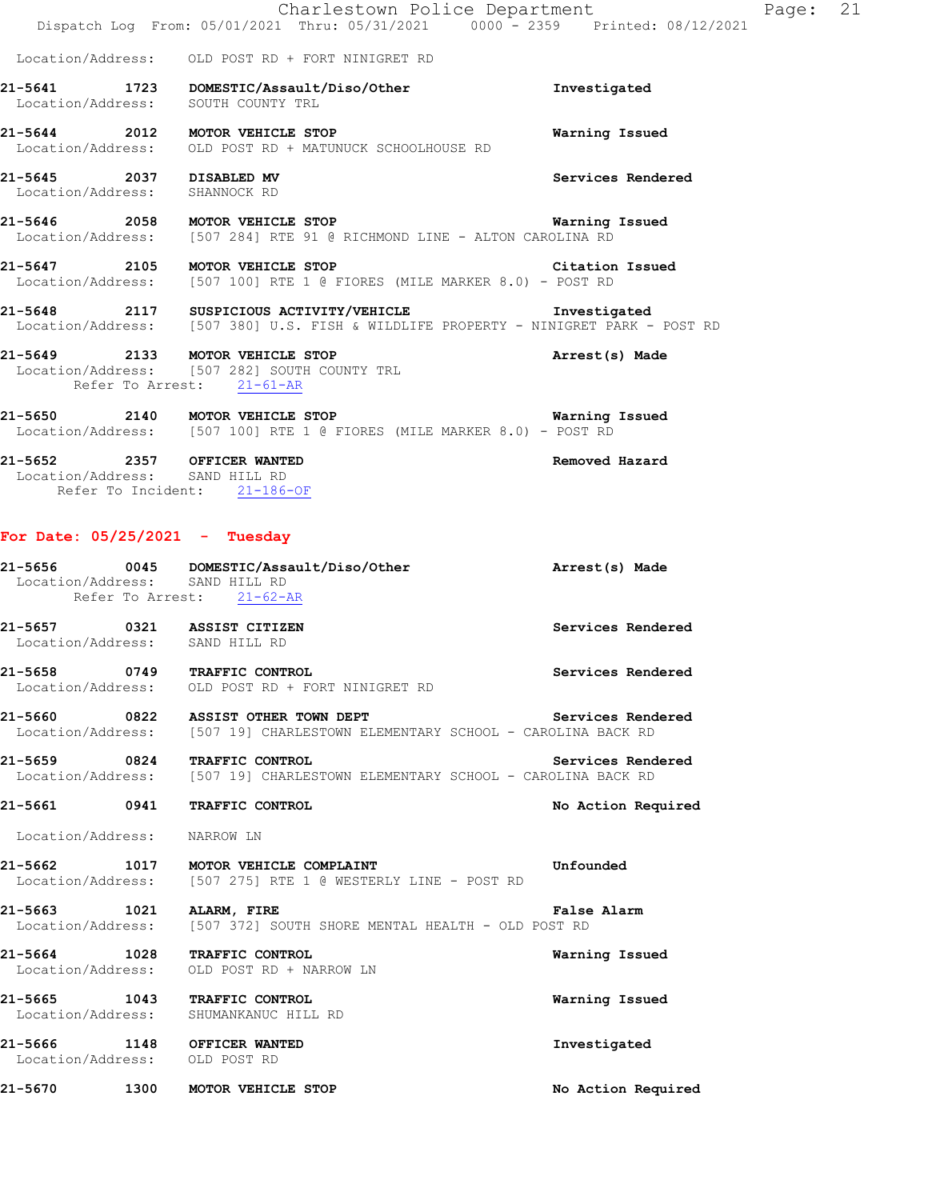Location/Address: OLD POST RD + FORT NINIGRET RD

**21-5641 1723 DOMESTIC/Assault/Diso/Other** **Investigated**
Location/Address: SOUTH COUNTY TRL

**21-5644 2012 MOTOR VEHICLE STOP** **Warning Issued**
Location/Address: OLD POST RD + MATUNUCK SCHOOLHOUSE RD

**21-5645 2037 DISABLED MV** **Services Rendered**
Location/Address: SHANNOCK RD

**21-5646 2058 MOTOR VEHICLE STOP** **Warning Issued**
Location/Address: [507 284] RTE 91 @ RICHMOND LINE - ALTON CAROLINA RD

**21-5647 2105 MOTOR VEHICLE STOP** **Citation Issued**
Location/Address: [507 100] RTE 1 @ FIORES (MILE MARKER 8.0) - POST RD

**21-5648 2117 SUSPICIOUS ACTIVITY/VEHICLE** **Investigated**
Location/Address: [507 380] U.S. FISH & WILDLIFE PROPERTY - NINIGRET PARK - POST RD

**21-5649 2133 MOTOR VEHICLE STOP** **Arrest(s) Made**
Location/Address: [507 282] SOUTH COUNTY TRL
Refer To Arrest: 21-61-AR

**21-5650 2140 MOTOR VEHICLE STOP** **Warning Issued**
Location/Address: [507 100] RTE 1 @ FIORES (MILE MARKER 8.0) - POST RD

**21-5652 2357 OFFICER WANTED** **Removed Hazard**
Location/Address: SAND HILL RD
Refer To Incident: 21-186-OF

## For Date: 05/25/2021 - Tuesday

**21-5656 0045 DOMESTIC/Assault/Diso/Other** **Arrest(s) Made**
Location/Address: SAND HILL RD
Refer To Arrest: 21-62-AR

**21-5657 0321 ASSIST CITIZEN** **Services Rendered**
Location/Address: SAND HILL RD

**21-5658 0749 TRAFFIC CONTROL** **Services Rendered**
Location/Address: OLD POST RD + FORT NINIGRET RD

**21-5660 0822 ASSIST OTHER TOWN DEPT** **Services Rendered**
Location/Address: [507 19] CHARLESTOWN ELEMENTARY SCHOOL - CAROLINA BACK RD

**21-5659 0824 TRAFFIC CONTROL** **Services Rendered**
Location/Address: [507 19] CHARLESTOWN ELEMENTARY SCHOOL - CAROLINA BACK RD

**21-5661 0941 TRAFFIC CONTROL** **No Action Required**
Location/Address: NARROW LN

**21-5662 1017 MOTOR VEHICLE COMPLAINT** **Unfounded**
Location/Address: [507 275] RTE 1 @ WESTERLY LINE - POST RD

**21-5663 1021 ALARM, FIRE** **False Alarm**
Location/Address: [507 372] SOUTH SHORE MENTAL HEALTH - OLD POST RD

**21-5664 1028 TRAFFIC CONTROL** **Warning Issued**
Location/Address: OLD POST RD + NARROW LN

**21-5665 1043 TRAFFIC CONTROL** **Warning Issued**
Location/Address: SHUMANKANUC HILL RD

**21-5666 1148 OFFICER WANTED** **Investigated**
Location/Address: OLD POST RD

**21-5670 1300 MOTOR VEHICLE STOP** **No Action Required**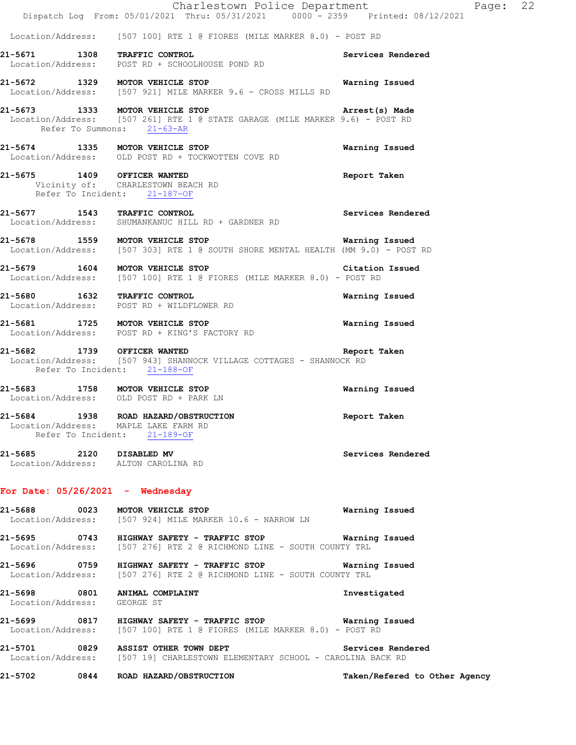Location/Address: [507 100] RTE 1 @ FIORES (MILE MARKER 8.0) - POST RD

**21-5671 1308 TRAFFIC CONTROL** — **Services Rendered**
Location/Address: POST RD + SCHOOLHOUSE POND RD

**21-5672 1329 MOTOR VEHICLE STOP** — **Warning Issued**
Location/Address: [507 921] MILE MARKER 9.6 - CROSS MILLS RD

**21-5673 1333 MOTOR VEHICLE STOP** — **Arrest(s) Made**
Location/Address: [507 261] RTE 1 @ STATE GARAGE (MILE MARKER 9.6) - POST RD
Refer To Summons: 21-63-AR

**21-5674 1335 MOTOR VEHICLE STOP** — **Warning Issued**
Location/Address: OLD POST RD + TOCKWOTTEN COVE RD

**21-5675 1409 OFFICER WANTED** — **Report Taken**
Vicinity of: CHARLESTOWN BEACH RD
Refer To Incident: 21-187-OF

**21-5677 1543 TRAFFIC CONTROL** — **Services Rendered**
Location/Address: SHUMANKANUC HILL RD + GARDNER RD

**21-5678 1559 MOTOR VEHICLE STOP** — **Warning Issued**
Location/Address: [507 303] RTE 1 @ SOUTH SHORE MENTAL HEALTH (MM 9.0) - POST RD

**21-5679 1604 MOTOR VEHICLE STOP** — **Citation Issued**
Location/Address: [507 100] RTE 1 @ FIORES (MILE MARKER 8.0) - POST RD

**21-5680 1632 TRAFFIC CONTROL** — **Warning Issued**
Location/Address: POST RD + WILDFLOWER RD

**21-5681 1725 MOTOR VEHICLE STOP** — **Warning Issued**
Location/Address: POST RD + KING'S FACTORY RD

**21-5682 1739 OFFICER WANTED** — **Report Taken**
Location/Address: [507 943] SHANNOCK VILLAGE COTTAGES - SHANNOCK RD
Refer To Incident: 21-188-OF

**21-5683 1758 MOTOR VEHICLE STOP** — **Warning Issued**
Location/Address: OLD POST RD + PARK LN

**21-5684 1938 ROAD HAZARD/OBSTRUCTION** — **Report Taken**
Location/Address: MAPLE LAKE FARM RD
Refer To Incident: 21-189-OF

**21-5685 2120 DISABLED MV** — **Services Rendered**
Location/Address: ALTON CAROLINA RD

## For Date: 05/26/2021 - Wednesday

**21-5688 0023 MOTOR VEHICLE STOP** — **Warning Issued**
Location/Address: [507 924] MILE MARKER 10.6 - NARROW LN

**21-5695 0743 HIGHWAY SAFETY - TRAFFIC STOP** — **Warning Issued**
Location/Address: [507 276] RTE 2 @ RICHMOND LINE - SOUTH COUNTY TRL

**21-5696 0759 HIGHWAY SAFETY - TRAFFIC STOP** — **Warning Issued**
Location/Address: [507 276] RTE 2 @ RICHMOND LINE - SOUTH COUNTY TRL

**21-5698 0801 ANIMAL COMPLAINT** — **Investigated**
Location/Address: GEORGE ST

**21-5699 0817 HIGHWAY SAFETY - TRAFFIC STOP** — **Warning Issued**
Location/Address: [507 100] RTE 1 @ FIORES (MILE MARKER 8.0) - POST RD

**21-5701 0829 ASSIST OTHER TOWN DEPT** — **Services Rendered**
Location/Address: [507 19] CHARLESTOWN ELEMENTARY SCHOOL - CAROLINA BACK RD

**21-5702 0844 ROAD HAZARD/OBSTRUCTION** — **Taken/Refered to Other Agency**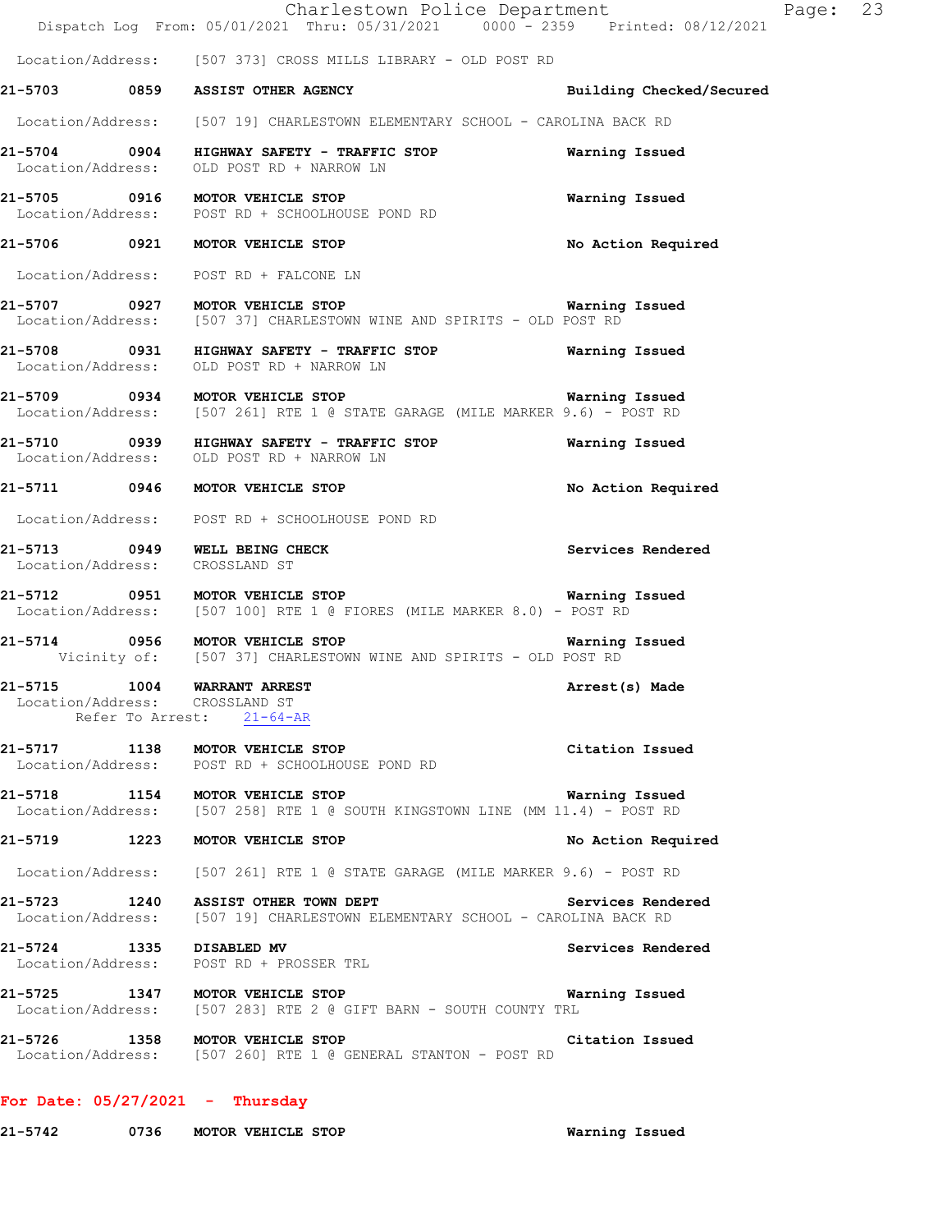Location/Address: [507 373] CROSS MILLS LIBRARY - OLD POST RD

**21-5703** 0859 **ASSIST OTHER AGENCY** — Building Checked/Secured
Location/Address: [507 19] CHARLESTOWN ELEMENTARY SCHOOL - CAROLINA BACK RD

**21-5704** 0904 **HIGHWAY SAFETY - TRAFFIC STOP** — Warning Issued
Location/Address: OLD POST RD + NARROW LN

**21-5705** 0916 **MOTOR VEHICLE STOP** — Warning Issued
Location/Address: POST RD + SCHOOLHOUSE POND RD

**21-5706** 0921 **MOTOR VEHICLE STOP** — No Action Required
Location/Address: POST RD + FALCONE LN

**21-5707** 0927 **MOTOR VEHICLE STOP** — Warning Issued
Location/Address: [507 37] CHARLESTOWN WINE AND SPIRITS - OLD POST RD

**21-5708** 0931 **HIGHWAY SAFETY - TRAFFIC STOP** — Warning Issued
Location/Address: OLD POST RD + NARROW LN

**21-5709** 0934 **MOTOR VEHICLE STOP** — Warning Issued
Location/Address: [507 261] RTE 1 @ STATE GARAGE (MILE MARKER 9.6) - POST RD

**21-5710** 0939 **HIGHWAY SAFETY - TRAFFIC STOP** — Warning Issued
Location/Address: OLD POST RD + NARROW LN

**21-5711** 0946 **MOTOR VEHICLE STOP** — No Action Required
Location/Address: POST RD + SCHOOLHOUSE POND RD

**21-5713** 0949 **WELL BEING CHECK** — Services Rendered
Location/Address: CROSSLAND ST

**21-5712** 0951 **MOTOR VEHICLE STOP** — Warning Issued
Location/Address: [507 100] RTE 1 @ FIORES (MILE MARKER 8.0) - POST RD

**21-5714** 0956 **MOTOR VEHICLE STOP** — Warning Issued
Vicinity of: [507 37] CHARLESTOWN WINE AND SPIRITS - OLD POST RD

**21-5715** 1004 **WARRANT ARREST** — Arrest(s) Made
Location/Address: CROSSLAND ST
Refer To Arrest: 21-64-AR

**21-5717** 1138 **MOTOR VEHICLE STOP** — Citation Issued
Location/Address: POST RD + SCHOOLHOUSE POND RD

**21-5718** 1154 **MOTOR VEHICLE STOP** — Warning Issued
Location/Address: [507 258] RTE 1 @ SOUTH KINGSTOWN LINE (MM 11.4) - POST RD

**21-5719** 1223 **MOTOR VEHICLE STOP** — No Action Required
Location/Address: [507 261] RTE 1 @ STATE GARAGE (MILE MARKER 9.6) - POST RD

**21-5723** 1240 **ASSIST OTHER TOWN DEPT** — Services Rendered
Location/Address: [507 19] CHARLESTOWN ELEMENTARY SCHOOL - CAROLINA BACK RD

**21-5724** 1335 **DISABLED MV** — Services Rendered
Location/Address: POST RD + PROSSER TRL

**21-5725** 1347 **MOTOR VEHICLE STOP** — Warning Issued
Location/Address: [507 283] RTE 2 @ GIFT BARN - SOUTH COUNTY TRL

**21-5726** 1358 **MOTOR VEHICLE STOP** — Citation Issued
Location/Address: [507 260] RTE 1 @ GENERAL STANTON - POST RD

## For Date: 05/27/2021 - Thursday

**21-5742** 0736 **MOTOR VEHICLE STOP** — Warning Issued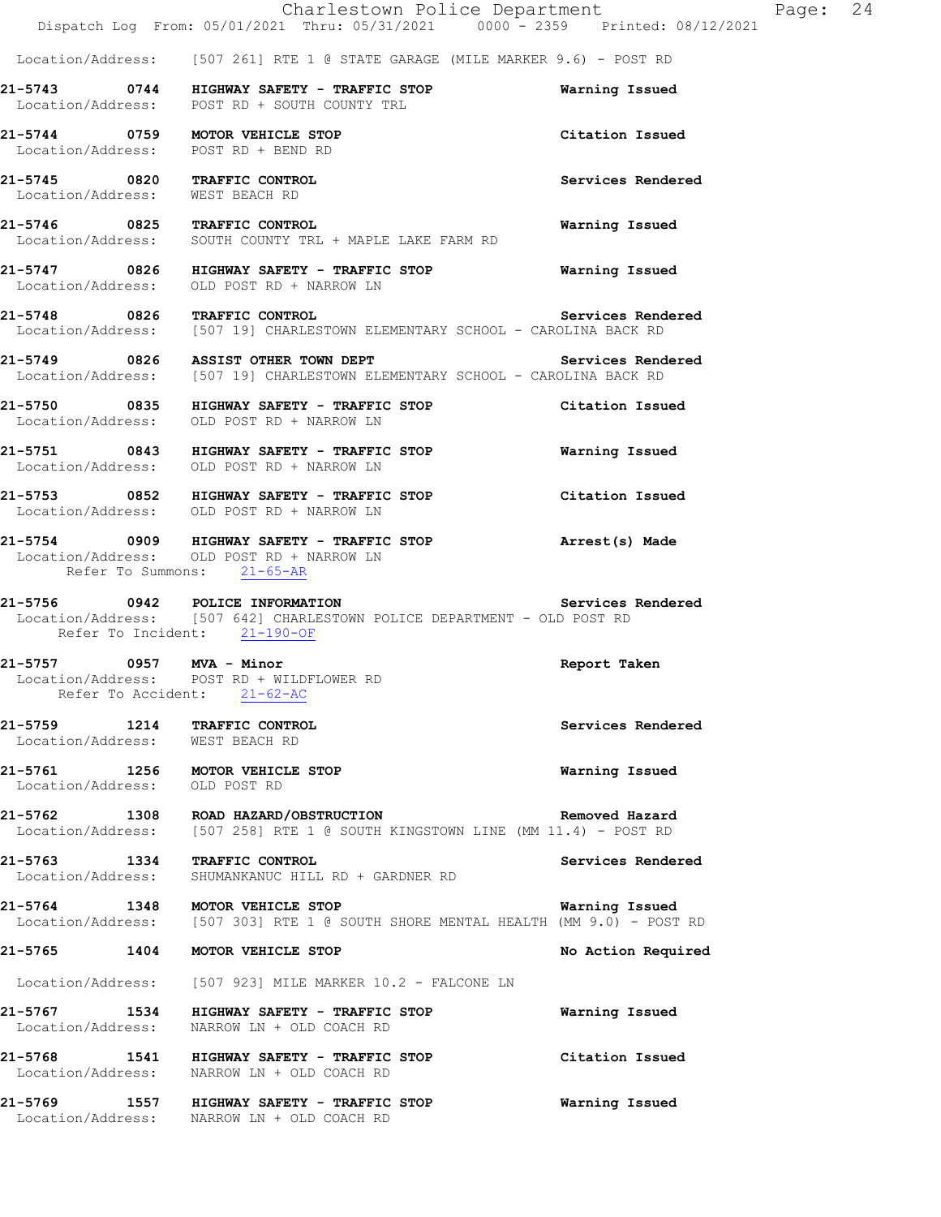Location/Address: [507 261] RTE 1 @ STATE GARAGE (MILE MARKER 9.6) - POST RD

**21-5743 0744 HIGHWAY SAFETY - TRAFFIC STOP** **Warning Issued**
Location/Address: POST RD + SOUTH COUNTY TRL

**21-5744 0759 MOTOR VEHICLE STOP** **Citation Issued**
Location/Address: POST RD + BEND RD

**21-5745 0820 TRAFFIC CONTROL** **Services Rendered**
Location/Address: WEST BEACH RD

**21-5746 0825 TRAFFIC CONTROL** **Warning Issued**
Location/Address: SOUTH COUNTY TRL + MAPLE LAKE FARM RD

**21-5747 0826 HIGHWAY SAFETY - TRAFFIC STOP** **Warning Issued**
Location/Address: OLD POST RD + NARROW LN

**21-5748 0826 TRAFFIC CONTROL** **Services Rendered**
Location/Address: [507 19] CHARLESTOWN ELEMENTARY SCHOOL - CAROLINA BACK RD

**21-5749 0826 ASSIST OTHER TOWN DEPT** **Services Rendered**
Location/Address: [507 19] CHARLESTOWN ELEMENTARY SCHOOL - CAROLINA BACK RD

**21-5750 0835 HIGHWAY SAFETY - TRAFFIC STOP** **Citation Issued**
Location/Address: OLD POST RD + NARROW LN

**21-5751 0843 HIGHWAY SAFETY - TRAFFIC STOP** **Warning Issued**
Location/Address: OLD POST RD + NARROW LN

**21-5753 0852 HIGHWAY SAFETY - TRAFFIC STOP** **Citation Issued**
Location/Address: OLD POST RD + NARROW LN

**21-5754 0909 HIGHWAY SAFETY - TRAFFIC STOP** **Arrest(s) Made**
Location/Address: OLD POST RD + NARROW LN
Refer To Summons: 21-65-AR

**21-5756 0942 POLICE INFORMATION** **Services Rendered**
Location/Address: [507 642] CHARLESTOWN POLICE DEPARTMENT - OLD POST RD
Refer To Incident: 21-190-OF

**21-5757 0957 MVA - Minor** **Report Taken**
Location/Address: POST RD + WILDFLOWER RD
Refer To Accident: 21-62-AC

**21-5759 1214 TRAFFIC CONTROL** **Services Rendered**
Location/Address: WEST BEACH RD

**21-5761 1256 MOTOR VEHICLE STOP** **Warning Issued**
Location/Address: OLD POST RD

**21-5762 1308 ROAD HAZARD/OBSTRUCTION** **Removed Hazard**
Location/Address: [507 258] RTE 1 @ SOUTH KINGSTOWN LINE (MM 11.4) - POST RD

**21-5763 1334 TRAFFIC CONTROL** **Services Rendered**
Location/Address: SHUMANKANUC HILL RD + GARDNER RD

**21-5764 1348 MOTOR VEHICLE STOP** **Warning Issued**
Location/Address: [507 303] RTE 1 @ SOUTH SHORE MENTAL HEALTH (MM 9.0) - POST RD

**21-5765 1404 MOTOR VEHICLE STOP** **No Action Required**
Location/Address: [507 923] MILE MARKER 10.2 - FALCONE LN

**21-5767 1534 HIGHWAY SAFETY - TRAFFIC STOP** **Warning Issued**
Location/Address: NARROW LN + OLD COACH RD

**21-5768 1541 HIGHWAY SAFETY - TRAFFIC STOP** **Citation Issued**
Location/Address: NARROW LN + OLD COACH RD

**21-5769 1557 HIGHWAY SAFETY - TRAFFIC STOP** **Warning Issued**
Location/Address: NARROW LN + OLD COACH RD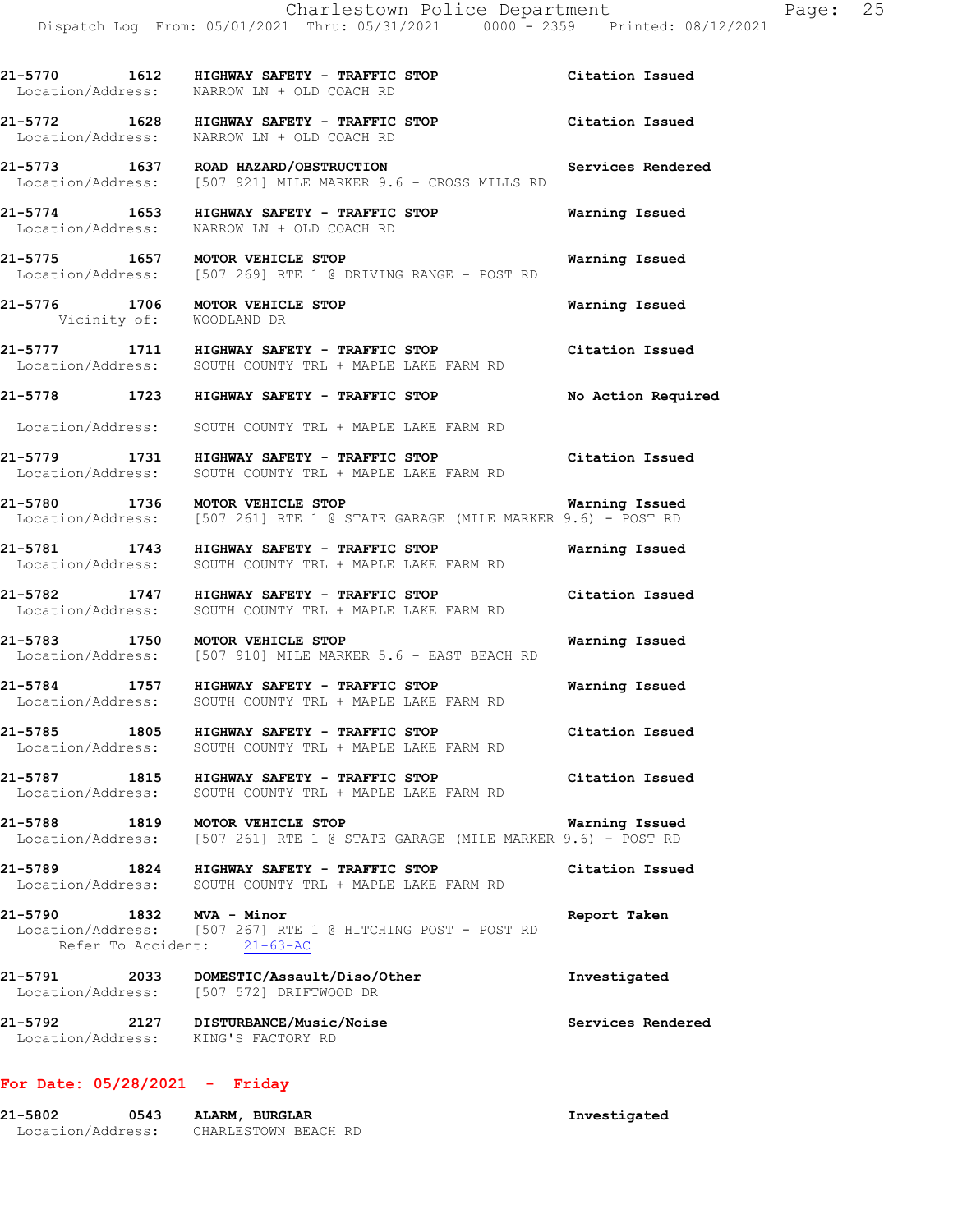21-5770 1612 HIGHWAY SAFETY - TRAFFIC STOP Citation Issued
Location/Address: NARROW LN + OLD COACH RD

21-5772 1628 HIGHWAY SAFETY - TRAFFIC STOP Citation Issued
Location/Address: NARROW LN + OLD COACH RD

21-5773 1637 ROAD HAZARD/OBSTRUCTION Services Rendered
Location/Address: [507 921] MILE MARKER 9.6 - CROSS MILLS RD

21-5774 1653 HIGHWAY SAFETY - TRAFFIC STOP Warning Issued
Location/Address: NARROW LN + OLD COACH RD

21-5775 1657 MOTOR VEHICLE STOP Warning Issued
Location/Address: [507 269] RTE 1 @ DRIVING RANGE - POST RD

21-5776 1706 MOTOR VEHICLE STOP Warning Issued
Vicinity of: WOODLAND DR

21-5777 1711 HIGHWAY SAFETY - TRAFFIC STOP Citation Issued
Location/Address: SOUTH COUNTY TRL + MAPLE LAKE FARM RD

21-5778 1723 HIGHWAY SAFETY - TRAFFIC STOP No Action Required
Location/Address: SOUTH COUNTY TRL + MAPLE LAKE FARM RD

21-5779 1731 HIGHWAY SAFETY - TRAFFIC STOP Citation Issued
Location/Address: SOUTH COUNTY TRL + MAPLE LAKE FARM RD

21-5780 1736 MOTOR VEHICLE STOP Warning Issued
Location/Address: [507 261] RTE 1 @ STATE GARAGE (MILE MARKER 9.6) - POST RD

21-5781 1743 HIGHWAY SAFETY - TRAFFIC STOP Warning Issued
Location/Address: SOUTH COUNTY TRL + MAPLE LAKE FARM RD

21-5782 1747 HIGHWAY SAFETY - TRAFFIC STOP Citation Issued
Location/Address: SOUTH COUNTY TRL + MAPLE LAKE FARM RD

21-5783 1750 MOTOR VEHICLE STOP Warning Issued
Location/Address: [507 910] MILE MARKER 5.6 - EAST BEACH RD

21-5784 1757 HIGHWAY SAFETY - TRAFFIC STOP Warning Issued
Location/Address: SOUTH COUNTY TRL + MAPLE LAKE FARM RD

21-5785 1805 HIGHWAY SAFETY - TRAFFIC STOP Citation Issued
Location/Address: SOUTH COUNTY TRL + MAPLE LAKE FARM RD

21-5787 1815 HIGHWAY SAFETY - TRAFFIC STOP Citation Issued
Location/Address: SOUTH COUNTY TRL + MAPLE LAKE FARM RD

21-5788 1819 MOTOR VEHICLE STOP Warning Issued
Location/Address: [507 261] RTE 1 @ STATE GARAGE (MILE MARKER 9.6) - POST RD

21-5789 1824 HIGHWAY SAFETY - TRAFFIC STOP Citation Issued
Location/Address: SOUTH COUNTY TRL + MAPLE LAKE FARM RD

21-5790 1832 MVA - Minor Report Taken
Location/Address: [507 267] RTE 1 @ HITCHING POST - POST RD
Refer To Accident: 21-63-AC

21-5791 2033 DOMESTIC/Assault/Diso/Other Investigated
Location/Address: [507 572] DRIFTWOOD DR

21-5792 2127 DISTURBANCE/Music/Noise Services Rendered
Location/Address: KING'S FACTORY RD

**For Date: 05/28/2021 - Friday**

21-5802 0543 ALARM, BURGLAR Investigated
Location/Address: CHARLESTOWN BEACH RD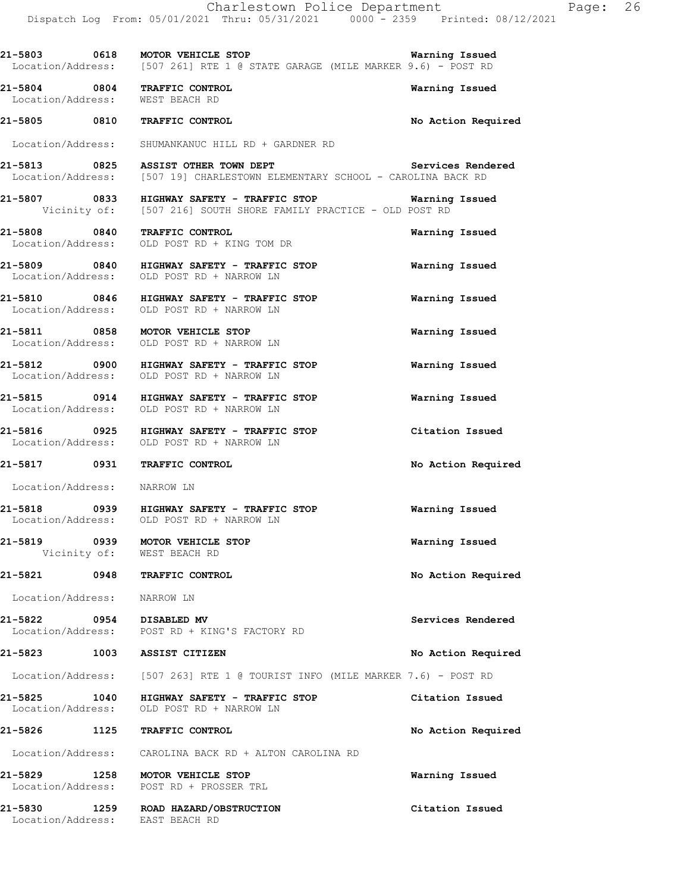21-5803 0618 MOTOR VEHICLE STOP Warning Issued
Location/Address: [507 261] RTE 1 @ STATE GARAGE (MILE MARKER 9.6) - POST RD

21-5804 0804 TRAFFIC CONTROL Warning Issued
Location/Address: WEST BEACH RD

21-5805 0810 TRAFFIC CONTROL No Action Required

Location/Address: SHUMANKANUC HILL RD + GARDNER RD

21-5813 0825 ASSIST OTHER TOWN DEPT Services Rendered
Location/Address: [507 19] CHARLESTOWN ELEMENTARY SCHOOL - CAROLINA BACK RD

21-5807 0833 HIGHWAY SAFETY - TRAFFIC STOP Warning Issued
Vicinity of: [507 216] SOUTH SHORE FAMILY PRACTICE - OLD POST RD

21-5808 0840 TRAFFIC CONTROL Warning Issued
Location/Address: OLD POST RD + KING TOM DR

21-5809 0840 HIGHWAY SAFETY - TRAFFIC STOP Warning Issued
Location/Address: OLD POST RD + NARROW LN

21-5810 0846 HIGHWAY SAFETY - TRAFFIC STOP Warning Issued
Location/Address: OLD POST RD + NARROW LN

21-5811 0858 MOTOR VEHICLE STOP Warning Issued
Location/Address: OLD POST RD + NARROW LN

21-5812 0900 HIGHWAY SAFETY - TRAFFIC STOP Warning Issued
Location/Address: OLD POST RD + NARROW LN

21-5815 0914 HIGHWAY SAFETY - TRAFFIC STOP Warning Issued
Location/Address: OLD POST RD + NARROW LN

21-5816 0925 HIGHWAY SAFETY - TRAFFIC STOP Citation Issued
Location/Address: OLD POST RD + NARROW LN

21-5817 0931 TRAFFIC CONTROL No Action Required

Location/Address: NARROW LN

21-5818 0939 HIGHWAY SAFETY - TRAFFIC STOP Warning Issued
Location/Address: OLD POST RD + NARROW LN

21-5819 0939 MOTOR VEHICLE STOP Warning Issued
Vicinity of: WEST BEACH RD

21-5821 0948 TRAFFIC CONTROL No Action Required

Location/Address: NARROW LN

21-5822 0954 DISABLED MV Services Rendered
Location/Address: POST RD + KING'S FACTORY RD

21-5823 1003 ASSIST CITIZEN No Action Required

Location/Address: [507 263] RTE 1 @ TOURIST INFO (MILE MARKER 7.6) - POST RD

21-5825 1040 HIGHWAY SAFETY - TRAFFIC STOP Citation Issued
Location/Address: OLD POST RD + NARROW LN

21-5826 1125 TRAFFIC CONTROL No Action Required

Location/Address: CAROLINA BACK RD + ALTON CAROLINA RD

21-5829 1258 MOTOR VEHICLE STOP Warning Issued
Location/Address: POST RD + PROSSER TRL

21-5830 1259 ROAD HAZARD/OBSTRUCTION Citation Issued
Location/Address: EAST BEACH RD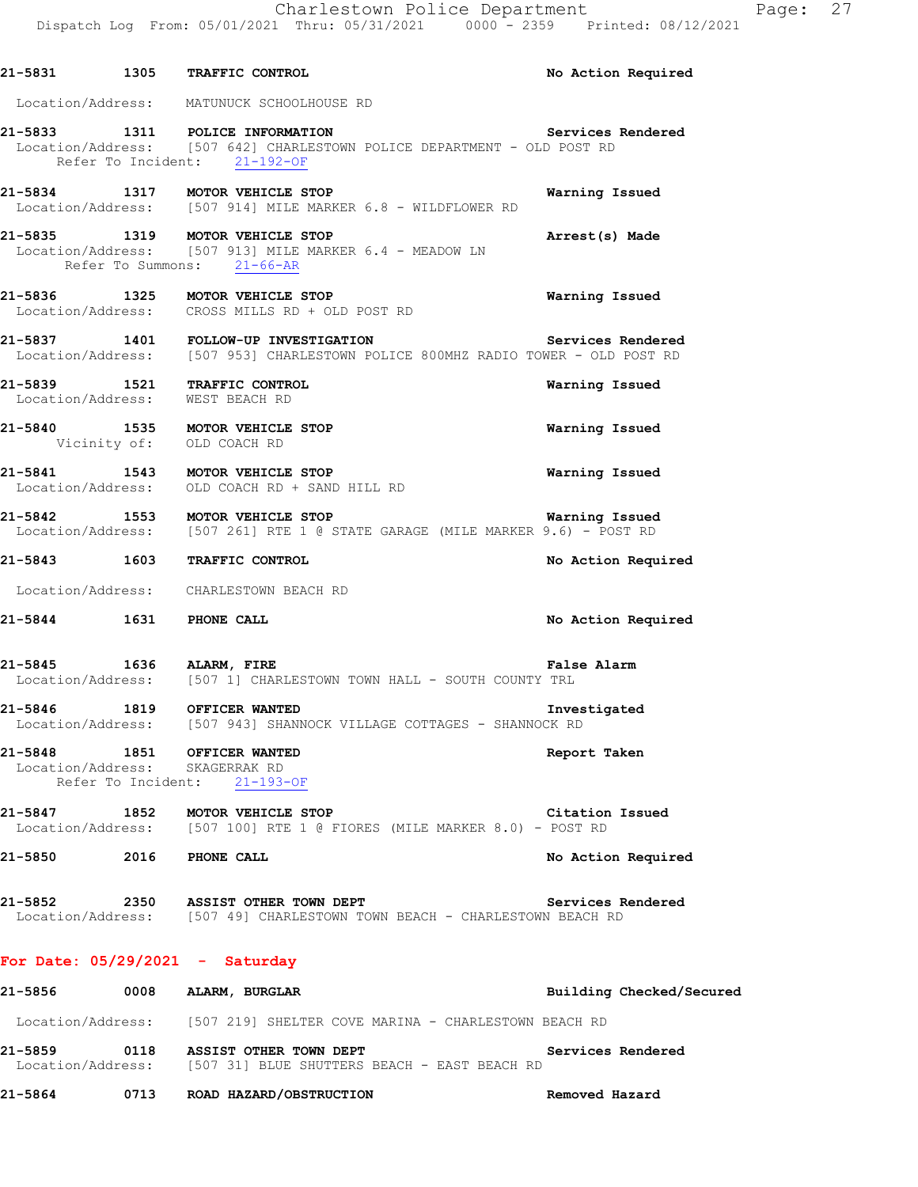21-5831 1305 **TRAFFIC CONTROL** **No Action Required**

Location/Address: MATUNUCK SCHOOLHOUSE RD

21-5833 1311 **POLICE INFORMATION** **Services Rendered**
Location/Address: [507 642] CHARLESTOWN POLICE DEPARTMENT - OLD POST RD
Refer To Incident: 21-192-OF

21-5834 1317 **MOTOR VEHICLE STOP** **Warning Issued**
Location/Address: [507 914] MILE MARKER 6.8 - WILDFLOWER RD

21-5835 1319 **MOTOR VEHICLE STOP** **Arrest(s) Made**
Location/Address: [507 913] MILE MARKER 6.4 - MEADOW LN
Refer To Summons: 21-66-AR

21-5836 1325 **MOTOR VEHICLE STOP** **Warning Issued**
Location/Address: CROSS MILLS RD + OLD POST RD

21-5837 1401 **FOLLOW-UP INVESTIGATION** **Services Rendered**
Location/Address: [507 953] CHARLESTOWN POLICE 800MHZ RADIO TOWER - OLD POST RD

21-5839 1521 **TRAFFIC CONTROL** **Warning Issued**
Location/Address: WEST BEACH RD

21-5840 1535 **MOTOR VEHICLE STOP** **Warning Issued**
Vicinity of: OLD COACH RD

21-5841 1543 **MOTOR VEHICLE STOP** **Warning Issued**
Location/Address: OLD COACH RD + SAND HILL RD

21-5842 1553 **MOTOR VEHICLE STOP** **Warning Issued**
Location/Address: [507 261] RTE 1 @ STATE GARAGE (MILE MARKER 9.6) - POST RD

21-5843 1603 **TRAFFIC CONTROL** **No Action Required**

Location/Address: CHARLESTOWN BEACH RD

21-5844 1631 **PHONE CALL** **No Action Required**

21-5845 1636 **ALARM, FIRE** **False Alarm**
Location/Address: [507 1] CHARLESTOWN TOWN HALL - SOUTH COUNTY TRL

21-5846 1819 **OFFICER WANTED** **Investigated**
Location/Address: [507 943] SHANNOCK VILLAGE COTTAGES - SHANNOCK RD

21-5848 1851 **OFFICER WANTED** **Report Taken**
Location/Address: SKAGERRAK RD
Refer To Incident: 21-193-OF

21-5847 1852 **MOTOR VEHICLE STOP** **Citation Issued**
Location/Address: [507 100] RTE 1 @ FIORES (MILE MARKER 8.0) - POST RD

21-5850 2016 **PHONE CALL** **No Action Required**

21-5852 2350 **ASSIST OTHER TOWN DEPT** **Services Rendered**
Location/Address: [507 49] CHARLESTOWN TOWN BEACH - CHARLESTOWN BEACH RD

## For Date: 05/29/2021 - Saturday

21-5856 0008 **ALARM, BURGLAR** **Building Checked/Secured**

Location/Address: [507 219] SHELTER COVE MARINA - CHARLESTOWN BEACH RD

21-5859 0118 **ASSIST OTHER TOWN DEPT** **Services Rendered**
Location/Address: [507 31] BLUE SHUTTERS BEACH - EAST BEACH RD

21-5864 0713 **ROAD HAZARD/OBSTRUCTION** **Removed Hazard**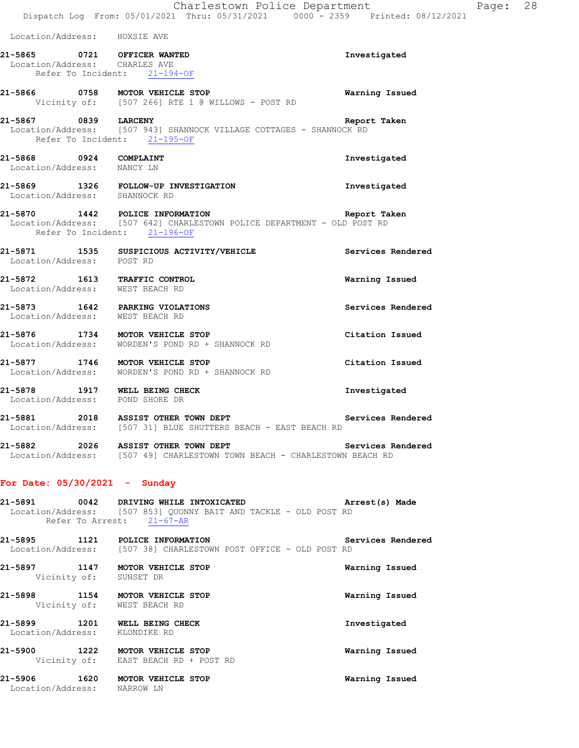Location/Address: HOXSIE AVE

**21-5865 0721 OFFICER WANTED** — Investigated
Location/Address: CHARLES AVE
Refer To Incident: 21-194-OF

**21-5866 0758 MOTOR VEHICLE STOP** — Warning Issued
Vicinity of: [507 266] RTE 1 @ WILLOWS - POST RD

**21-5867 0839 LARCENY** — Report Taken
Location/Address: [507 943] SHANNOCK VILLAGE COTTAGES - SHANNOCK RD
Refer To Incident: 21-195-OF

**21-5868 0924 COMPLAINT** — Investigated
Location/Address: NANCY LN

**21-5869 1326 FOLLOW-UP INVESTIGATION** — Investigated
Location/Address: SHANNOCK RD

**21-5870 1442 POLICE INFORMATION** — Report Taken
Location/Address: [507 642] CHARLESTOWN POLICE DEPARTMENT - OLD POST RD
Refer To Incident: 21-196-OF

**21-5871 1535 SUSPICIOUS ACTIVITY/VEHICLE** — Services Rendered
Location/Address: POST RD

**21-5872 1613 TRAFFIC CONTROL** — Warning Issued
Location/Address: WEST BEACH RD

**21-5873 1642 PARKING VIOLATIONS** — Services Rendered
Location/Address: WEST BEACH RD

**21-5876 1734 MOTOR VEHICLE STOP** — Citation Issued
Location/Address: WORDEN'S POND RD + SHANNOCK RD

**21-5877 1746 MOTOR VEHICLE STOP** — Citation Issued
Location/Address: WORDEN'S POND RD + SHANNOCK RD

**21-5878 1917 WELL BEING CHECK** — Investigated
Location/Address: POND SHORE DR

**21-5881 2018 ASSIST OTHER TOWN DEPT** — Services Rendered
Location/Address: [507 31] BLUE SHUTTERS BEACH - EAST BEACH RD

**21-5882 2026 ASSIST OTHER TOWN DEPT** — Services Rendered
Location/Address: [507 49] CHARLESTOWN TOWN BEACH - CHARLESTOWN BEACH RD

## For Date: 05/30/2021 - Sunday

**21-5891 0042 DRIVING WHILE INTOXICATED** — Arrest(s) Made
Location/Address: [507 853] QUONNY BAIT AND TACKLE - OLD POST RD
Refer To Arrest: 21-67-AR

**21-5895 1121 POLICE INFORMATION** — Services Rendered
Location/Address: [507 38] CHARLESTOWN POST OFFICE - OLD POST RD

**21-5897 1147 MOTOR VEHICLE STOP** — Warning Issued
Vicinity of: SUNSET DR

**21-5898 1154 MOTOR VEHICLE STOP** — Warning Issued
Vicinity of: WEST BEACH RD

**21-5899 1201 WELL BEING CHECK** — Investigated
Location/Address: KLONDIKE RD

**21-5900 1222 MOTOR VEHICLE STOP** — Warning Issued
Vicinity of: EAST BEACH RD + POST RD

**21-5906 1620 MOTOR VEHICLE STOP** — Warning Issued
Location/Address: NARROW LN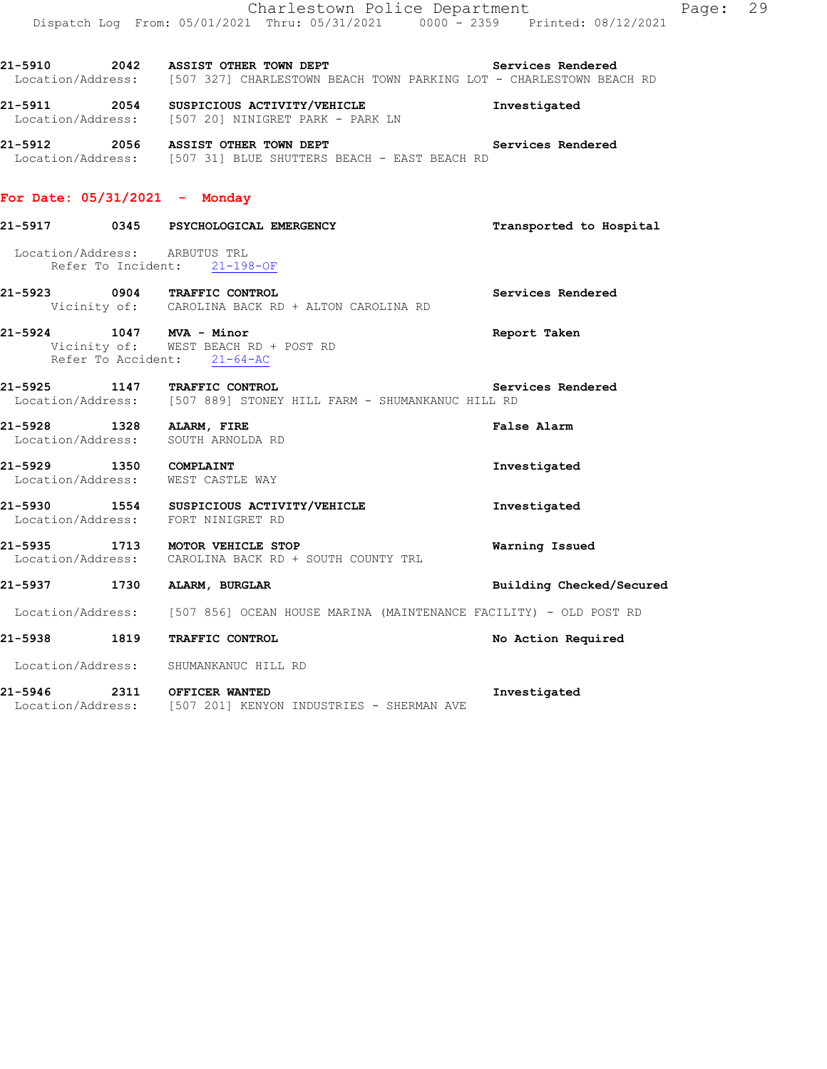21-5910 2042 **ASSIST OTHER TOWN DEPT** **Services Rendered**
Location/Address: [507 327] CHARLESTOWN BEACH TOWN PARKING LOT - CHARLESTOWN BEACH RD

21-5911 2054 **SUSPICIOUS ACTIVITY/VEHICLE** **Investigated**
Location/Address: [507 20] NINIGRET PARK - PARK LN

21-5912 2056 **ASSIST OTHER TOWN DEPT** **Services Rendered**
Location/Address: [507 31] BLUE SHUTTERS BEACH - EAST BEACH RD

## For Date: 05/31/2021 - Monday

21-5917 0345 **PSYCHOLOGICAL EMERGENCY** **Transported to Hospital**
Location/Address: ARBUTUS TRL
Refer To Incident: 21-198-OF

21-5923 0904 **TRAFFIC CONTROL** **Services Rendered**
Vicinity of: CAROLINA BACK RD + ALTON CAROLINA RD

21-5924 1047 **MVA - Minor** **Report Taken**
Vicinity of: WEST BEACH RD + POST RD
Refer To Accident: 21-64-AC

21-5925 1147 **TRAFFIC CONTROL** **Services Rendered**
Location/Address: [507 889] STONEY HILL FARM - SHUMANKANUC HILL RD

21-5928 1328 **ALARM, FIRE** **False Alarm**
Location/Address: SOUTH ARNOLDA RD

21-5929 1350 **COMPLAINT** **Investigated**
Location/Address: WEST CASTLE WAY

21-5930 1554 **SUSPICIOUS ACTIVITY/VEHICLE** **Investigated**
Location/Address: FORT NINIGRET RD

21-5935 1713 **MOTOR VEHICLE STOP** **Warning Issued**
Location/Address: CAROLINA BACK RD + SOUTH COUNTY TRL

21-5937 1730 **ALARM, BURGLAR** **Building Checked/Secured**
Location/Address: [507 856] OCEAN HOUSE MARINA (MAINTENANCE FACILITY) - OLD POST RD

21-5938 1819 **TRAFFIC CONTROL** **No Action Required**
Location/Address: SHUMANKANUC HILL RD

21-5946 2311 **OFFICER WANTED** **Investigated**
Location/Address: [507 201] KENYON INDUSTRIES - SHERMAN AVE